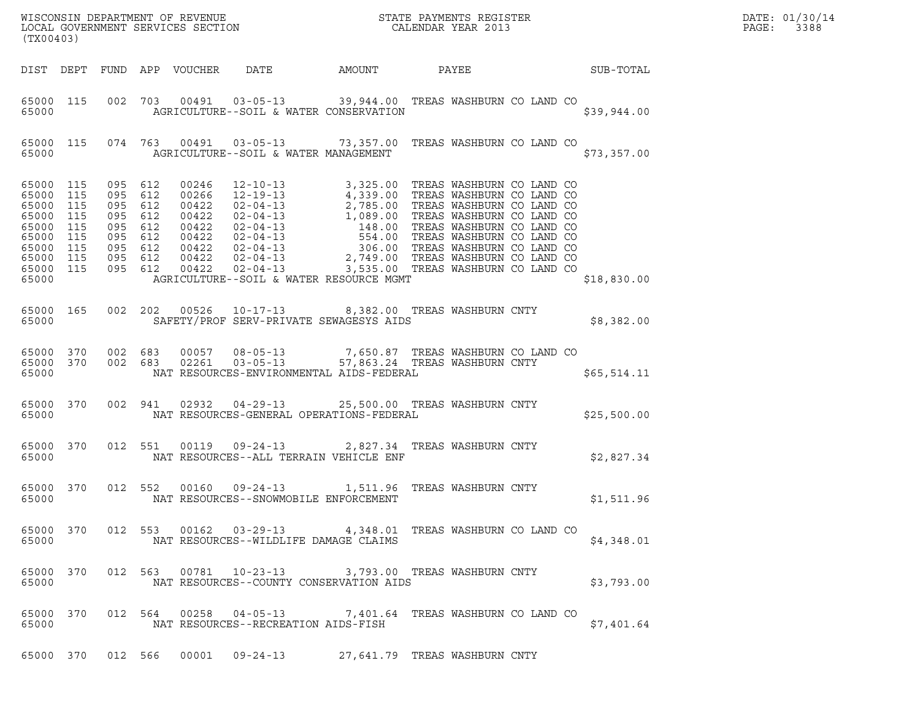WISCONSIN DEPARTMENT OF REVENUE
LOCAL GOVERNMENT SERVICES SECTION
(TX00403)

STATE PAYMENTS REGISTER
CALENDAR YEAR 2013

DATE: 01/30/14
PAGE: 3388

| DIST | DEPT | FUND | APP | VOUCHER | DATE | AMOUNT | PAYEE | SUB-TOTAL |
|---|---|---|---|---|---|---|---|---|
| 65000 | 115 | 002 | 703 | 00491 | 03-05-13 | 39,944.00 | TREAS WASHBURN CO LAND CO | |
| 65000 | | | | | AGRICULTURE--SOIL & WATER CONSERVATION | | | $39,944.00 |
| 65000 | 115 | 074 | 763 | 00491 | 03-05-13 | 73,357.00 | TREAS WASHBURN CO LAND CO | |
| 65000 | | | | | AGRICULTURE--SOIL & WATER MANAGEMENT | | | $73,357.00 |
| 65000 | 115 | 095 | 612 | 00246 | 12-10-13 | 3,325.00 | TREAS WASHBURN CO LAND CO | |
| 65000 | 115 | 095 | 612 | 00266 | 12-19-13 | 4,339.00 | TREAS WASHBURN CO LAND CO | |
| 65000 | 115 | 095 | 612 | 00422 | 02-04-13 | 2,785.00 | TREAS WASHBURN CO LAND CO | |
| 65000 | 115 | 095 | 612 | 00422 | 02-04-13 | 1,089.00 | TREAS WASHBURN CO LAND CO | |
| 65000 | 115 | 095 | 612 | 00422 | 02-04-13 | 148.00 | TREAS WASHBURN CO LAND CO | |
| 65000 | 115 | 095 | 612 | 00422 | 02-04-13 | 554.00 | TREAS WASHBURN CO LAND CO | |
| 65000 | 115 | 095 | 612 | 00422 | 02-04-13 | 306.00 | TREAS WASHBURN CO LAND CO | |
| 65000 | 115 | 095 | 612 | 00422 | 02-04-13 | 2,749.00 | TREAS WASHBURN CO LAND CO | |
| 65000 | 115 | 095 | 612 | 00422 | 02-04-13 | 3,535.00 | TREAS WASHBURN CO LAND CO | |
| 65000 | | | | | AGRICULTURE--SOIL & WATER RESOURCE MGMT | | | $18,830.00 |
| 65000 | 165 | 002 | 202 | 00526 | 10-17-13 | 8,382.00 | TREAS WASHBURN CNTY | |
| 65000 | | | | | SAFETY/PROF SERV-PRIVATE SEWAGESYS AIDS | | | $8,382.00 |
| 65000 | 370 | 002 | 683 | 00057 | 08-05-13 | 7,650.87 | TREAS WASHBURN CO LAND CO | |
| 65000 | 370 | 002 | 683 | 02261 | 03-05-13 | 57,863.24 | TREAS WASHBURN CNTY | |
| 65000 | | | | | NAT RESOURCES-ENVIRONMENTAL AIDS-FEDERAL | | | $65,514.11 |
| 65000 | 370 | 002 | 941 | 02932 | 04-29-13 | 25,500.00 | TREAS WASHBURN CNTY | |
| 65000 | | | | | NAT RESOURCES-GENERAL OPERATIONS-FEDERAL | | | $25,500.00 |
| 65000 | 370 | 012 | 551 | 00119 | 09-24-13 | 2,827.34 | TREAS WASHBURN CNTY | |
| 65000 | | | | | NAT RESOURCES--ALL TERRAIN VEHICLE ENF | | | $2,827.34 |
| 65000 | 370 | 012 | 552 | 00160 | 09-24-13 | 1,511.96 | TREAS WASHBURN CNTY | |
| 65000 | | | | | NAT RESOURCES--SNOWMOBILE ENFORCEMENT | | | $1,511.96 |
| 65000 | 370 | 012 | 553 | 00162 | 03-29-13 | 4,348.01 | TREAS WASHBURN CO LAND CO | |
| 65000 | | | | | NAT RESOURCES--WILDLIFE DAMAGE CLAIMS | | | $4,348.01 |
| 65000 | 370 | 012 | 563 | 00781 | 10-23-13 | 3,793.00 | TREAS WASHBURN CNTY | |
| 65000 | | | | | NAT RESOURCES--COUNTY CONSERVATION AIDS | | | $3,793.00 |
| 65000 | 370 | 012 | 564 | 00258 | 04-05-13 | 7,401.64 | TREAS WASHBURN CO LAND CO | |
| 65000 | | | | | NAT RESOURCES--RECREATION AIDS-FISH | | | $7,401.64 |
| 65000 | 370 | 012 | 566 | 00001 | 09-24-13 | 27,641.79 | TREAS WASHBURN CNTY | |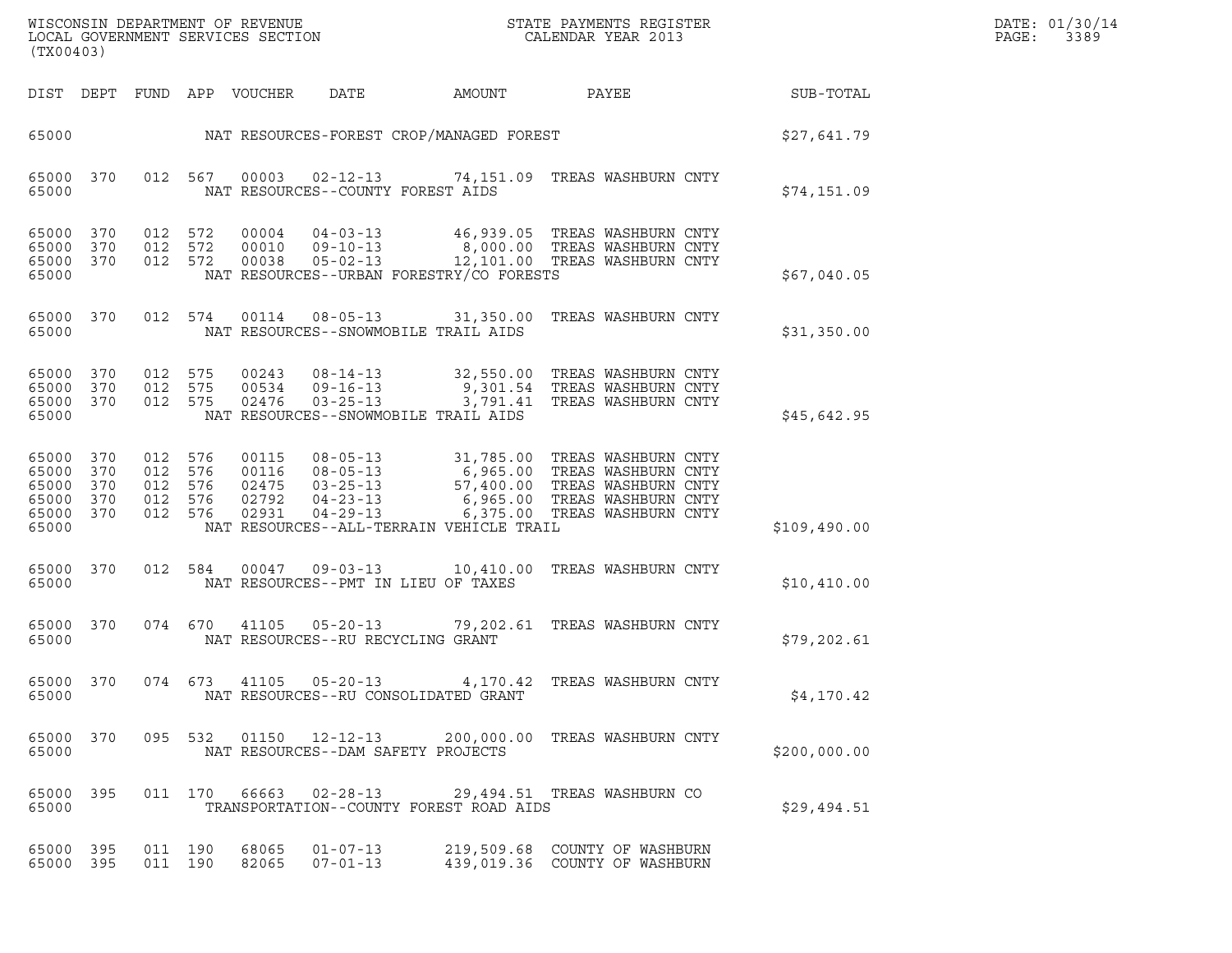WISCONSIN DEPARTMENT OF REVENUE
LOCAL GOVERNMENT SERVICES SECTION
(TX00403)

STATE PAYMENTS REGISTER
CALENDAR YEAR 2013

| DIST | DEPT | FUND | APP | VOUCHER | DATE | AMOUNT | PAYEE | SUB-TOTAL |
|---|---|---|---|---|---|---|---|---|
| 65000 | | | | | NAT RESOURCES-FOREST CROP/MANAGED FOREST | | | $27,641.79 |
| 65000 | 370 | 012 | 567 | 00003 | 02-12-13 | 74,151.09 | TREAS WASHBURN CNTY | |
| 65000 | | | | | NAT RESOURCES--COUNTY FOREST AIDS | | | $74,151.09 |
| 65000 | 370 | 012 | 572 | 00004 | 04-03-13 | 46,939.05 | TREAS WASHBURN CNTY | |
| 65000 | 370 | 012 | 572 | 00010 | 09-10-13 | 8,000.00 | TREAS WASHBURN CNTY | |
| 65000 | 370 | 012 | 572 | 00038 | 05-02-13 | 12,101.00 | TREAS WASHBURN CNTY | |
| 65000 | | | | | NAT RESOURCES--URBAN FORESTRY/CO FORESTS | | | $67,040.05 |
| 65000 | 370 | 012 | 574 | 00114 | 08-05-13 | 31,350.00 | TREAS WASHBURN CNTY | |
| 65000 | | | | | NAT RESOURCES--SNOWMOBILE TRAIL AIDS | | | $31,350.00 |
| 65000 | 370 | 012 | 575 | 00243 | 08-14-13 | 32,550.00 | TREAS WASHBURN CNTY | |
| 65000 | 370 | 012 | 575 | 00534 | 09-16-13 | 9,301.54 | TREAS WASHBURN CNTY | |
| 65000 | 370 | 012 | 575 | 02476 | 03-25-13 | 3,791.41 | TREAS WASHBURN CNTY | |
| 65000 | | | | | NAT RESOURCES--SNOWMOBILE TRAIL AIDS | | | $45,642.95 |
| 65000 | 370 | 012 | 576 | 00115 | 08-05-13 | 31,785.00 | TREAS WASHBURN CNTY | |
| 65000 | 370 | 012 | 576 | 00116 | 08-05-13 | 6,965.00 | TREAS WASHBURN CNTY | |
| 65000 | 370 | 012 | 576 | 02475 | 03-25-13 | 57,400.00 | TREAS WASHBURN CNTY | |
| 65000 | 370 | 012 | 576 | 02792 | 04-23-13 | 6,965.00 | TREAS WASHBURN CNTY | |
| 65000 | 370 | 012 | 576 | 02931 | 04-29-13 | 6,375.00 | TREAS WASHBURN CNTY | |
| 65000 | | | | | NAT RESOURCES--ALL-TERRAIN VEHICLE TRAIL | | | $109,490.00 |
| 65000 | 370 | 012 | 584 | 00047 | 09-03-13 | 10,410.00 | TREAS WASHBURN CNTY | |
| 65000 | | | | | NAT RESOURCES--PMT IN LIEU OF TAXES | | | $10,410.00 |
| 65000 | 370 | 074 | 670 | 41105 | 05-20-13 | 79,202.61 | TREAS WASHBURN CNTY | |
| 65000 | | | | | NAT RESOURCES--RU RECYCLING GRANT | | | $79,202.61 |
| 65000 | 370 | 074 | 673 | 41105 | 05-20-13 | 4,170.42 | TREAS WASHBURN CNTY | |
| 65000 | | | | | NAT RESOURCES--RU CONSOLIDATED GRANT | | | $4,170.42 |
| 65000 | 370 | 095 | 532 | 01150 | 12-12-13 | 200,000.00 | TREAS WASHBURN CNTY | |
| 65000 | | | | | NAT RESOURCES--DAM SAFETY PROJECTS | | | $200,000.00 |
| 65000 | 395 | 011 | 170 | 66663 | 02-28-13 | 29,494.51 | TREAS WASHBURN CO | |
| 65000 | | | | | TRANSPORTATION--COUNTY FOREST ROAD AIDS | | | $29,494.51 |
| 65000 | 395 | 011 | 190 | 68065 | 01-07-13 | 219,509.68 | COUNTY OF WASHBURN | |
| 65000 | 395 | 011 | 190 | 82065 | 07-01-13 | 439,019.36 | COUNTY OF WASHBURN | |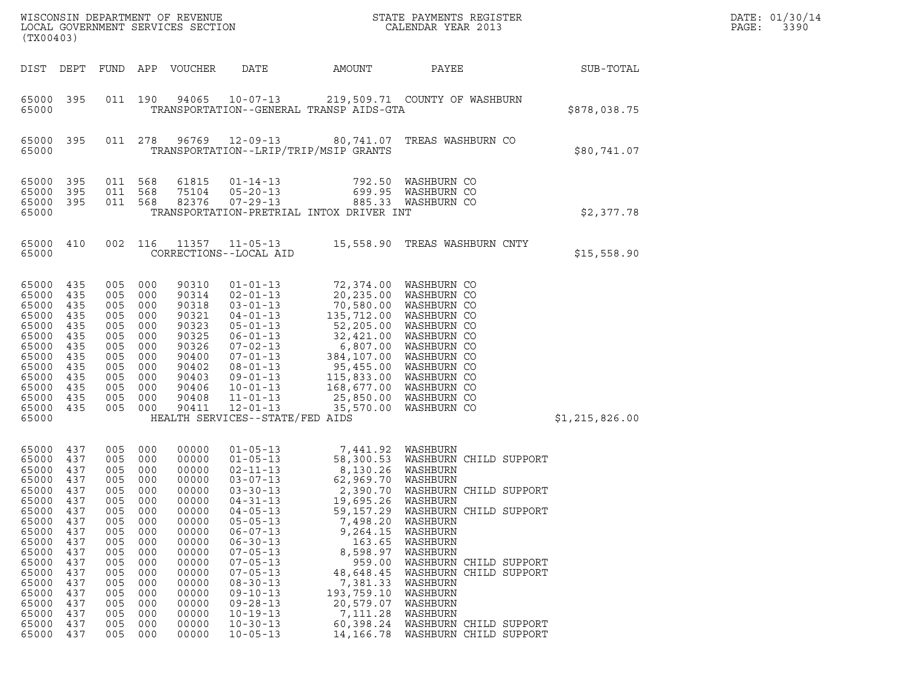WISCONSIN DEPARTMENT OF REVENUE
LOCAL GOVERNMENT SERVICES SECTION
(TX00403)

STATE PAYMENTS REGISTER
CALENDAR YEAR 2013

DATE: 01/30/14
PAGE: 3390

| DIST | DEPT | FUND | APP | VOUCHER | DATE | AMOUNT | PAYEE | SUB-TOTAL |
|---|---|---|---|---|---|---|---|---|
| 65000 | 395 | 011 | 190 | 94065 | 10-07-13 | 219,509.71 | COUNTY OF WASHBURN | |
| 65000 | | | | | TRANSPORTATION--GENERAL TRANSP AIDS-GTA | | | $878,038.75 |
| 65000 | 395 | 011 | 278 | 96769 | 12-09-13 | 80,741.07 | TREAS WASHBURN CO | |
| 65000 | | | | | TRANSPORTATION--LRIP/TRIP/MSIP GRANTS | | | $80,741.07 |
| 65000 | 395 | 011 | 568 | 61815 | 01-14-13 | 792.50 | WASHBURN CO | |
| 65000 | 395 | 011 | 568 | 75104 | 05-20-13 | 699.95 | WASHBURN CO | |
| 65000 | 395 | 011 | 568 | 82376 | 07-29-13 | 885.33 | WASHBURN CO | |
| 65000 | | | | | TRANSPORTATION-PRETRIAL INTOX DRIVER INT | | | $2,377.78 |
| 65000 | 410 | 002 | 116 | 11357 | 11-05-13 | 15,558.90 | TREAS WASHBURN CNTY | |
| 65000 | | | | | CORRECTIONS--LOCAL AID | | | $15,558.90 |
| 65000 | 435 | 005 | 000 | 90310 | 01-01-13 | 72,374.00 | WASHBURN CO | |
| 65000 | 435 | 005 | 000 | 90314 | 02-01-13 | 20,235.00 | WASHBURN CO | |
| 65000 | 435 | 005 | 000 | 90318 | 03-01-13 | 70,580.00 | WASHBURN CO | |
| 65000 | 435 | 005 | 000 | 90321 | 04-01-13 | 135,712.00 | WASHBURN CO | |
| 65000 | 435 | 005 | 000 | 90323 | 05-01-13 | 52,205.00 | WASHBURN CO | |
| 65000 | 435 | 005 | 000 | 90325 | 06-01-13 | 32,421.00 | WASHBURN CO | |
| 65000 | 435 | 005 | 000 | 90326 | 07-02-13 | 6,807.00 | WASHBURN CO | |
| 65000 | 435 | 005 | 000 | 90400 | 07-01-13 | 384,107.00 | WASHBURN CO | |
| 65000 | 435 | 005 | 000 | 90402 | 08-01-13 | 95,455.00 | WASHBURN CO | |
| 65000 | 435 | 005 | 000 | 90403 | 09-01-13 | 115,833.00 | WASHBURN CO | |
| 65000 | 435 | 005 | 000 | 90406 | 10-01-13 | 168,677.00 | WASHBURN CO | |
| 65000 | 435 | 005 | 000 | 90408 | 11-01-13 | 25,850.00 | WASHBURN CO | |
| 65000 | 435 | 005 | 000 | 90411 | 12-01-13 | 35,570.00 | WASHBURN CO | |
| 65000 | | | | | HEALTH SERVICES--STATE/FED AIDS | | | $1,215,826.00 |
| 65000 | 437 | 005 | 000 | 00000 | 01-05-13 | 7,441.92 | WASHBURN | |
| 65000 | 437 | 005 | 000 | 00000 | 01-05-13 | 58,300.53 | WASHBURN CHILD SUPPORT | |
| 65000 | 437 | 005 | 000 | 00000 | 02-11-13 | 8,130.26 | WASHBURN | |
| 65000 | 437 | 005 | 000 | 00000 | 03-07-13 | 62,969.70 | WASHBURN | |
| 65000 | 437 | 005 | 000 | 00000 | 03-30-13 | 2,390.70 | WASHBURN CHILD SUPPORT | |
| 65000 | 437 | 005 | 000 | 00000 | 04-31-13 | 19,695.26 | WASHBURN | |
| 65000 | 437 | 005 | 000 | 00000 | 04-05-13 | 59,157.29 | WASHBURN CHILD SUPPORT | |
| 65000 | 437 | 005 | 000 | 00000 | 05-05-13 | 7,498.20 | WASHBURN | |
| 65000 | 437 | 005 | 000 | 00000 | 06-07-13 | 9,264.15 | WASHBURN | |
| 65000 | 437 | 005 | 000 | 00000 | 06-30-13 | 163.65 | WASHBURN | |
| 65000 | 437 | 005 | 000 | 00000 | 07-05-13 | 8,598.97 | WASHBURN | |
| 65000 | 437 | 005 | 000 | 00000 | 07-05-13 | 959.00 | WASHBURN CHILD SUPPORT | |
| 65000 | 437 | 005 | 000 | 00000 | 07-05-13 | 48,648.45 | WASHBURN CHILD SUPPORT | |
| 65000 | 437 | 005 | 000 | 00000 | 08-30-13 | 7,381.33 | WASHBURN | |
| 65000 | 437 | 005 | 000 | 00000 | 09-10-13 | 193,759.10 | WASHBURN | |
| 65000 | 437 | 005 | 000 | 00000 | 09-28-13 | 20,579.07 | WASHBURN | |
| 65000 | 437 | 005 | 000 | 00000 | 10-19-13 | 7,111.28 | WASHBURN | |
| 65000 | 437 | 005 | 000 | 00000 | 10-30-13 | 60,398.24 | WASHBURN CHILD SUPPORT | |
| 65000 | 437 | 005 | 000 | 00000 | 10-05-13 | 14,166.78 | WASHBURN CHILD SUPPORT | |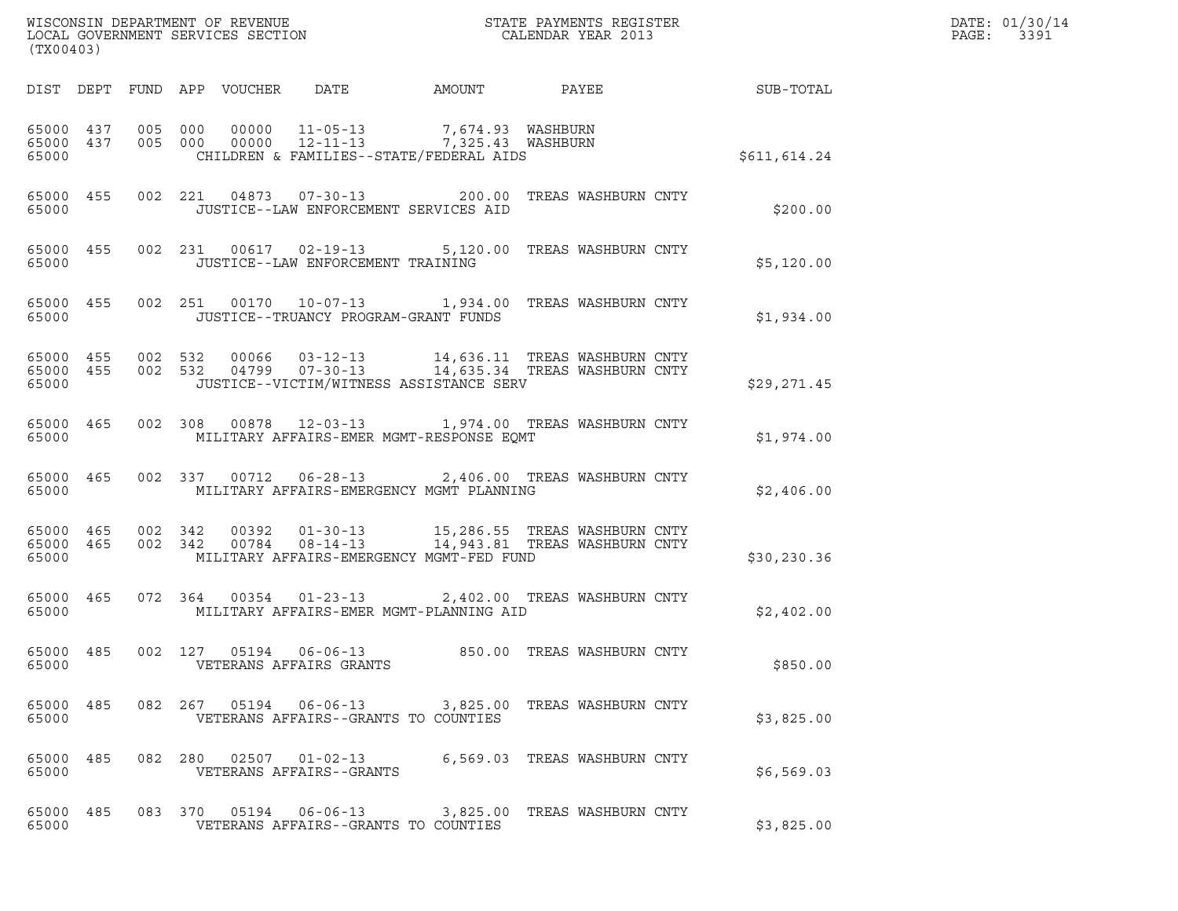WISCONSIN DEPARTMENT OF REVENUE
LOCAL GOVERNMENT SERVICES SECTION
(TX00403)

STATE PAYMENTS REGISTER
CALENDAR YEAR 2013

DATE: 01/30/14
PAGE: 3391

| DIST | DEPT | FUND | APP | VOUCHER | DATE | AMOUNT | PAYEE | SUB-TOTAL |
|---|---|---|---|---|---|---|---|---|
| 65000 | 437 | 005 | 000 | 00000 | 11-05-13 | 7,674.93 | WASHBURN | |
| 65000 | 437 | 005 | 000 | 00000 | 12-11-13 | 7,325.43 | WASHBURN | |
| 65000 | | | | CHILDREN & FAMILIES--STATE/FEDERAL AIDS | | | | $611,614.24 |
| 65000 | 455 | 002 | 221 | 04873 | 07-30-13 | 200.00 | TREAS WASHBURN CNTY | |
| 65000 | | | | JUSTICE--LAW ENFORCEMENT SERVICES AID | | | | $200.00 |
| 65000 | 455 | 002 | 231 | 00617 | 02-19-13 | 5,120.00 | TREAS WASHBURN CNTY | |
| 65000 | | | | JUSTICE--LAW ENFORCEMENT TRAINING | | | | $5,120.00 |
| 65000 | 455 | 002 | 251 | 00170 | 10-07-13 | 1,934.00 | TREAS WASHBURN CNTY | |
| 65000 | | | | JUSTICE--TRUANCY PROGRAM-GRANT FUNDS | | | | $1,934.00 |
| 65000 | 455 | 002 | 532 | 00066 | 03-12-13 | 14,636.11 | TREAS WASHBURN CNTY | |
| 65000 | 455 | 002 | 532 | 04799 | 07-30-13 | 14,635.34 | TREAS WASHBURN CNTY | |
| 65000 | | | | JUSTICE--VICTIM/WITNESS ASSISTANCE SERV | | | | $29,271.45 |
| 65000 | 465 | 002 | 308 | 00878 | 12-03-13 | 1,974.00 | TREAS WASHBURN CNTY | |
| 65000 | | | | MILITARY AFFAIRS-EMER MGMT-RESPONSE EQMT | | | | $1,974.00 |
| 65000 | 465 | 002 | 337 | 00712 | 06-28-13 | 2,406.00 | TREAS WASHBURN CNTY | |
| 65000 | | | | MILITARY AFFAIRS-EMERGENCY MGMT PLANNING | | | | $2,406.00 |
| 65000 | 465 | 002 | 342 | 00392 | 01-30-13 | 15,286.55 | TREAS WASHBURN CNTY | |
| 65000 | 465 | 002 | 342 | 00784 | 08-14-13 | 14,943.81 | TREAS WASHBURN CNTY | |
| 65000 | | | | MILITARY AFFAIRS-EMERGENCY MGMT-FED FUND | | | | $30,230.36 |
| 65000 | 465 | 072 | 364 | 00354 | 01-23-13 | 2,402.00 | TREAS WASHBURN CNTY | |
| 65000 | | | | MILITARY AFFAIRS-EMER MGMT-PLANNING AID | | | | $2,402.00 |
| 65000 | 485 | 002 | 127 | 05194 | 06-06-13 | 850.00 | TREAS WASHBURN CNTY | |
| 65000 | | | | VETERANS AFFAIRS GRANTS | | | | $850.00 |
| 65000 | 485 | 082 | 267 | 05194 | 06-06-13 | 3,825.00 | TREAS WASHBURN CNTY | |
| 65000 | | | | VETERANS AFFAIRS--GRANTS TO COUNTIES | | | | $3,825.00 |
| 65000 | 485 | 082 | 280 | 02507 | 01-02-13 | 6,569.03 | TREAS WASHBURN CNTY | |
| 65000 | | | | VETERANS AFFAIRS--GRANTS | | | | $6,569.03 |
| 65000 | 485 | 083 | 370 | 05194 | 06-06-13 | 3,825.00 | TREAS WASHBURN CNTY | |
| 65000 | | | | VETERANS AFFAIRS--GRANTS TO COUNTIES | | | | $3,825.00 |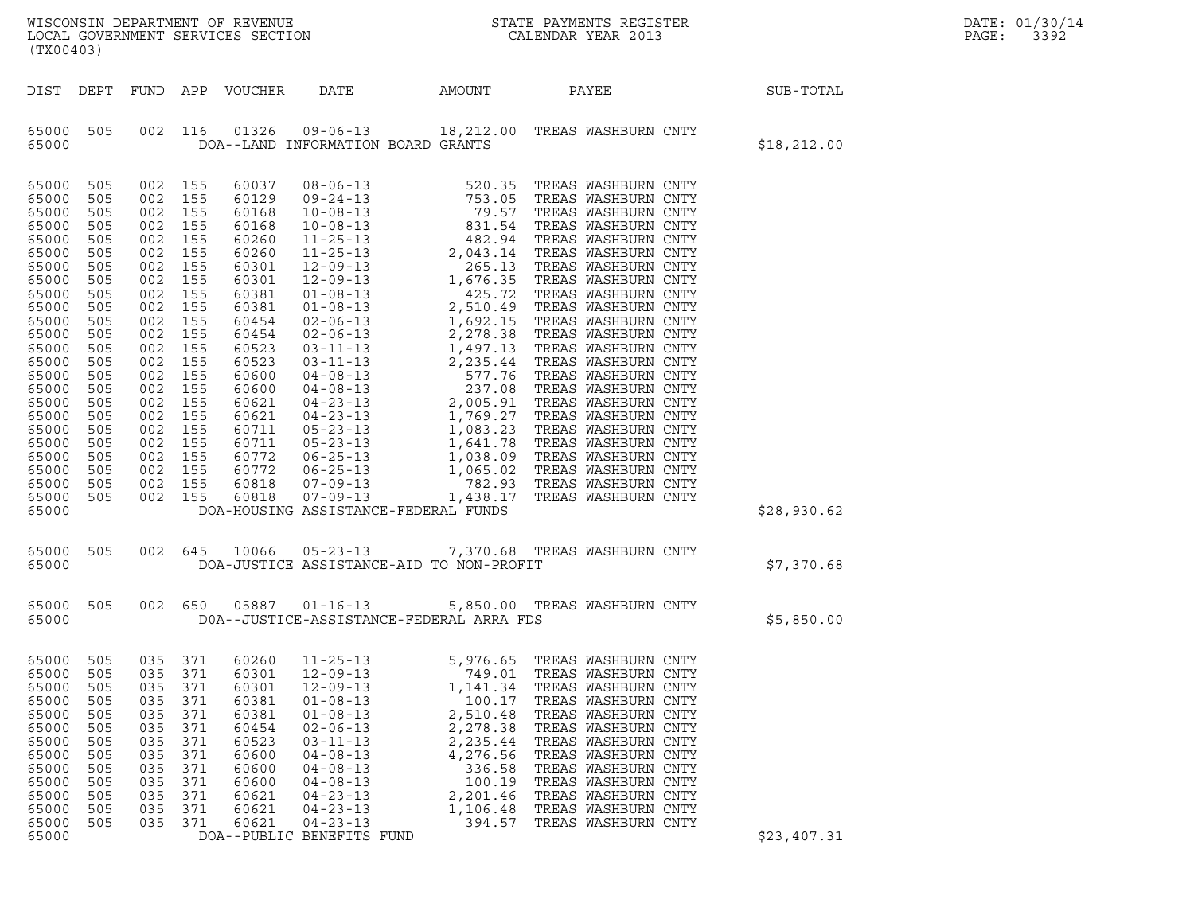| DIST | DEPT | FUND | APP | VOUCHER | DATE | AMOUNT | PAYEE | SUB-TOTAL |
|---|---|---|---|---|---|---|---|---|
| 65000 | 505 | 002 | 116 | 01326 | 09-06-13 | 18,212.00 | TREAS WASHBURN CNTY | |
| 65000 | | | | | DOA--LAND INFORMATION BOARD GRANTS | | | $18,212.00 |
| 65000 | 505 | 002 | 155 | 60037 | 08-06-13 | 520.35 | TREAS WASHBURN CNTY | |
| 65000 | 505 | 002 | 155 | 60129 | 09-24-13 | 753.05 | TREAS WASHBURN CNTY | |
| 65000 | 505 | 002 | 155 | 60168 | 10-08-13 | 79.57 | TREAS WASHBURN CNTY | |
| 65000 | 505 | 002 | 155 | 60168 | 10-08-13 | 831.54 | TREAS WASHBURN CNTY | |
| 65000 | 505 | 002 | 155 | 60260 | 11-25-13 | 482.94 | TREAS WASHBURN CNTY | |
| 65000 | 505 | 002 | 155 | 60260 | 11-25-13 | 2,043.14 | TREAS WASHBURN CNTY | |
| 65000 | 505 | 002 | 155 | 60301 | 12-09-13 | 265.13 | TREAS WASHBURN CNTY | |
| 65000 | 505 | 002 | 155 | 60301 | 12-09-13 | 1,676.35 | TREAS WASHBURN CNTY | |
| 65000 | 505 | 002 | 155 | 60381 | 01-08-13 | 425.72 | TREAS WASHBURN CNTY | |
| 65000 | 505 | 002 | 155 | 60381 | 01-08-13 | 2,510.49 | TREAS WASHBURN CNTY | |
| 65000 | 505 | 002 | 155 | 60454 | 02-06-13 | 1,692.15 | TREAS WASHBURN CNTY | |
| 65000 | 505 | 002 | 155 | 60454 | 02-06-13 | 2,278.38 | TREAS WASHBURN CNTY | |
| 65000 | 505 | 002 | 155 | 60523 | 03-11-13 | 1,497.13 | TREAS WASHBURN CNTY | |
| 65000 | 505 | 002 | 155 | 60523 | 03-11-13 | 2,235.44 | TREAS WASHBURN CNTY | |
| 65000 | 505 | 002 | 155 | 60600 | 04-08-13 | 577.76 | TREAS WASHBURN CNTY | |
| 65000 | 505 | 002 | 155 | 60600 | 04-08-13 | 237.08 | TREAS WASHBURN CNTY | |
| 65000 | 505 | 002 | 155 | 60621 | 04-23-13 | 2,005.91 | TREAS WASHBURN CNTY | |
| 65000 | 505 | 002 | 155 | 60621 | 04-23-13 | 1,769.27 | TREAS WASHBURN CNTY | |
| 65000 | 505 | 002 | 155 | 60711 | 05-23-13 | 1,083.23 | TREAS WASHBURN CNTY | |
| 65000 | 505 | 002 | 155 | 60711 | 05-23-13 | 1,641.78 | TREAS WASHBURN CNTY | |
| 65000 | 505 | 002 | 155 | 60772 | 06-25-13 | 1,038.09 | TREAS WASHBURN CNTY | |
| 65000 | 505 | 002 | 155 | 60772 | 06-25-13 | 1,065.02 | TREAS WASHBURN CNTY | |
| 65000 | 505 | 002 | 155 | 60818 | 07-09-13 | 782.93 | TREAS WASHBURN CNTY | |
| 65000 | 505 | 002 | 155 | 60818 | 07-09-13 | 1,438.17 | TREAS WASHBURN CNTY | |
| 65000 | | | | | DOA-HOUSING ASSISTANCE-FEDERAL FUNDS | | | $28,930.62 |
| 65000 | 505 | 002 | 645 | 10066 | 05-23-13 | 7,370.68 | TREAS WASHBURN CNTY | |
| 65000 | | | | | DOA-JUSTICE ASSISTANCE-AID TO NON-PROFIT | | | $7,370.68 |
| 65000 | 505 | 002 | 650 | 05887 | 01-16-13 | 5,850.00 | TREAS WASHBURN CNTY | |
| 65000 | | | | | D0A--JUSTICE-ASSISTANCE-FEDERAL ARRA FDS | | | $5,850.00 |
| 65000 | 505 | 035 | 371 | 60260 | 11-25-13 | 5,976.65 | TREAS WASHBURN CNTY | |
| 65000 | 505 | 035 | 371 | 60301 | 12-09-13 | 749.01 | TREAS WASHBURN CNTY | |
| 65000 | 505 | 035 | 371 | 60301 | 12-09-13 | 1,141.34 | TREAS WASHBURN CNTY | |
| 65000 | 505 | 035 | 371 | 60381 | 01-08-13 | 100.17 | TREAS WASHBURN CNTY | |
| 65000 | 505 | 035 | 371 | 60381 | 01-08-13 | 2,510.48 | TREAS WASHBURN CNTY | |
| 65000 | 505 | 035 | 371 | 60454 | 02-06-13 | 2,278.38 | TREAS WASHBURN CNTY | |
| 65000 | 505 | 035 | 371 | 60523 | 03-11-13 | 2,235.44 | TREAS WASHBURN CNTY | |
| 65000 | 505 | 035 | 371 | 60600 | 04-08-13 | 4,276.56 | TREAS WASHBURN CNTY | |
| 65000 | 505 | 035 | 371 | 60600 | 04-08-13 | 336.58 | TREAS WASHBURN CNTY | |
| 65000 | 505 | 035 | 371 | 60600 | 04-08-13 | 100.19 | TREAS WASHBURN CNTY | |
| 65000 | 505 | 035 | 371 | 60621 | 04-23-13 | 2,201.46 | TREAS WASHBURN CNTY | |
| 65000 | 505 | 035 | 371 | 60621 | 04-23-13 | 1,106.48 | TREAS WASHBURN CNTY | |
| 65000 | 505 | 035 | 371 | 60621 | 04-23-13 | 394.57 | TREAS WASHBURN CNTY | |
| 65000 | | | | | DOA--PUBLIC BENEFITS FUND | | | $23,407.31 |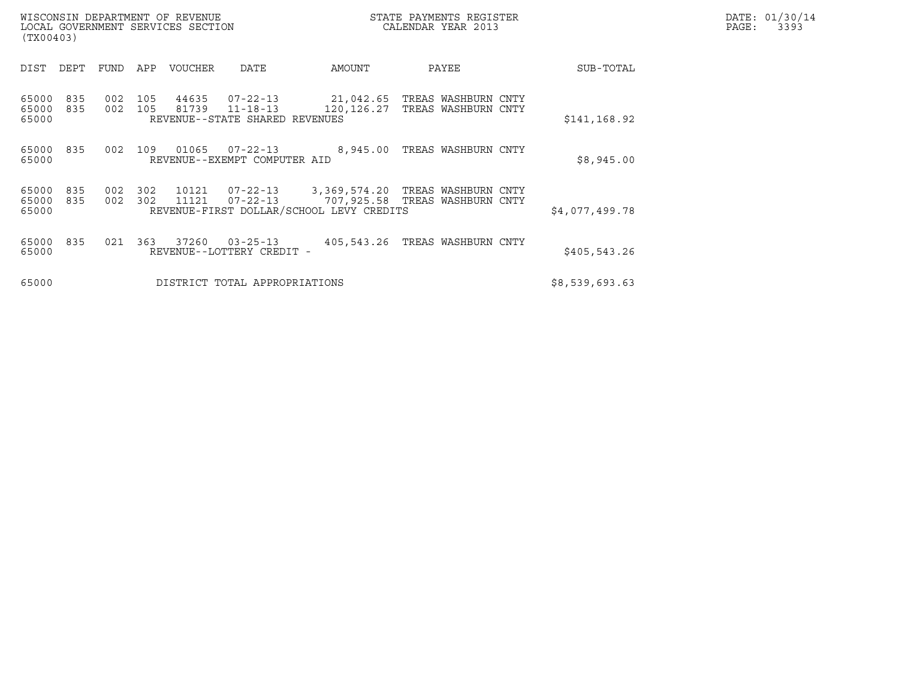WISCONSIN DEPARTMENT OF REVENUE
LOCAL GOVERNMENT SERVICES SECTION
(TX00403)

STATE PAYMENTS REGISTER
CALENDAR YEAR 2013

| DIST | DEPT | FUND | APP | VOUCHER | DATE | AMOUNT | PAYEE | SUB-TOTAL |
|---|---|---|---|---|---|---|---|---|
| 65000 | 835 | 002 | 105 | 44635 | 07-22-13 | 21,042.65 | TREAS WASHBURN CNTY | |
| 65000 | 835 | 002 | 105 | 81739 | 11-18-13 | 120,126.27 | TREAS WASHBURN CNTY | |
| 65000 | | | | REVENUE--STATE SHARED REVENUES | | | | $141,168.92 |
| 65000 | 835 | 002 | 109 | 01065 | 07-22-13 | 8,945.00 | TREAS WASHBURN CNTY | |
| 65000 | | | | REVENUE--EXEMPT COMPUTER AID | | | | $8,945.00 |
| 65000 | 835 | 002 | 302 | 10121 | 07-22-13 | 3,369,574.20 | TREAS WASHBURN CNTY | |
| 65000 | 835 | 002 | 302 | 11121 | 07-22-13 | 707,925.58 | TREAS WASHBURN CNTY | |
| 65000 | | | | REVENUE-FIRST DOLLAR/SCHOOL LEVY CREDITS | | | | $4,077,499.78 |
| 65000 | 835 | 021 | 363 | 37260 | 03-25-13 | 405,543.26 | TREAS WASHBURN CNTY | |
| 65000 | | | | REVENUE--LOTTERY CREDIT - | | | | $405,543.26 |
| 65000 | | | | DISTRICT TOTAL APPROPRIATIONS | | | | $8,539,693.63 |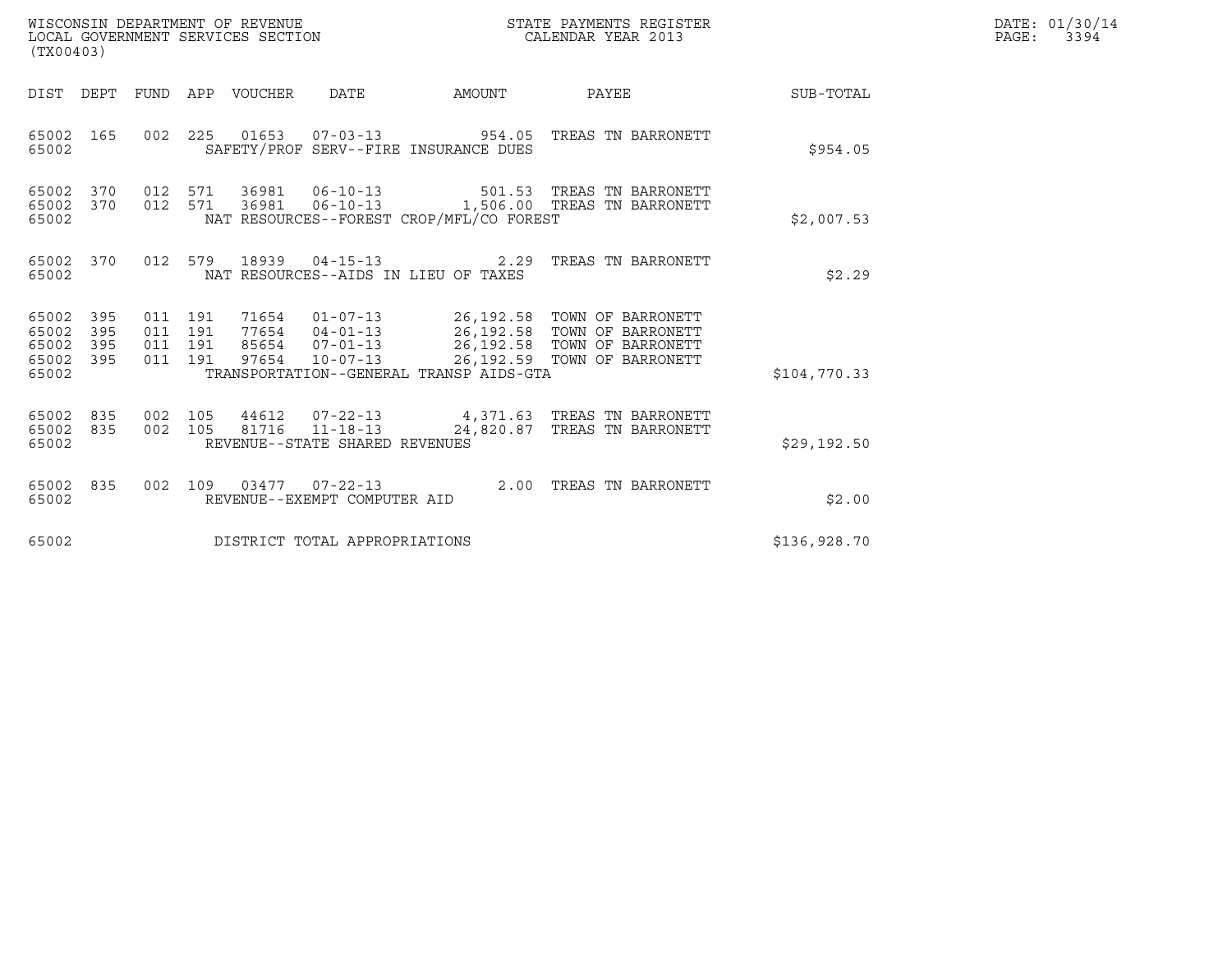WISCONSIN DEPARTMENT OF REVENUE
LOCAL GOVERNMENT SERVICES SECTION
(TX00403)

STATE PAYMENTS REGISTER
CALENDAR YEAR 2013

DATE: 01/30/14
PAGE: 3394

| DIST | DEPT | FUND | APP | VOUCHER | DATE | AMOUNT | PAYEE | SUB-TOTAL |
|---|---|---|---|---|---|---|---|---|
| 65002 | 165 | 002 | 225 | 01653 | 07-03-13 | 954.05 | TREAS TN BARRONETT | |
| 65002 | | | | SAFETY/PROF SERV--FIRE INSURANCE DUES | | | | $954.05 |
| 65002 | 370 | 012 | 571 | 36981 | 06-10-13 | 501.53 | TREAS TN BARRONETT | |
| 65002 | 370 | 012 | 571 | 36981 | 06-10-13 | 1,506.00 | TREAS TN BARRONETT | |
| 65002 | | | | NAT RESOURCES--FOREST CROP/MFL/CO FOREST | | | | $2,007.53 |
| 65002 | 370 | 012 | 579 | 18939 | 04-15-13 | 2.29 | TREAS TN BARRONETT | |
| 65002 | | | | NAT RESOURCES--AIDS IN LIEU OF TAXES | | | | $2.29 |
| 65002 | 395 | 011 | 191 | 71654 | 01-07-13 | 26,192.58 | TOWN OF BARRONETT | |
| 65002 | 395 | 011 | 191 | 77654 | 04-01-13 | 26,192.58 | TOWN OF BARRONETT | |
| 65002 | 395 | 011 | 191 | 85654 | 07-01-13 | 26,192.58 | TOWN OF BARRONETT | |
| 65002 | 395 | 011 | 191 | 97654 | 10-07-13 | 26,192.59 | TOWN OF BARRONETT | |
| 65002 | | | | TRANSPORTATION--GENERAL TRANSP AIDS-GTA | | | | $104,770.33 |
| 65002 | 835 | 002 | 105 | 44612 | 07-22-13 | 4,371.63 | TREAS TN BARRONETT | |
| 65002 | 835 | 002 | 105 | 81716 | 11-18-13 | 24,820.87 | TREAS TN BARRONETT | |
| 65002 | | | | REVENUE--STATE SHARED REVENUES | | | | $29,192.50 |
| 65002 | 835 | 002 | 109 | 03477 | 07-22-13 | 2.00 | TREAS TN BARRONETT | |
| 65002 | | | | REVENUE--EXEMPT COMPUTER AID | | | | $2.00 |
| 65002 | | | | DISTRICT TOTAL APPROPRIATIONS | | | | $136,928.70 |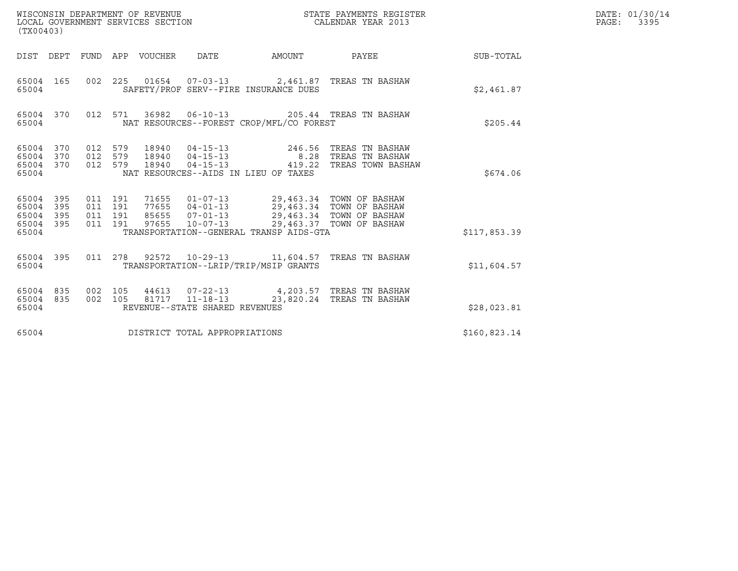WISCONSIN DEPARTMENT OF REVENUE
LOCAL GOVERNMENT SERVICES SECTION
(TX00403)

STATE PAYMENTS REGISTER
CALENDAR YEAR 2013

DATE: 01/30/14
PAGE: 3395

| DIST | DEPT | FUND | APP | VOUCHER | DATE | AMOUNT | PAYEE | SUB-TOTAL |
|---|---|---|---|---|---|---|---|---|
| 65004 | 165 | 002 | 225 | 01654 | 07-03-13 | 2,461.87 | TREAS TN BASHAW | |
| 65004 | | | | SAFETY/PROF SERV--FIRE INSURANCE DUES | | | | $2,461.87 |
| 65004 | 370 | 012 | 571 | 36982 | 06-10-13 | 205.44 | TREAS TN BASHAW | |
| 65004 | | | | NAT RESOURCES--FOREST CROP/MFL/CO FOREST | | | | $205.44 |
| 65004 | 370 | 012 | 579 | 18940 | 04-15-13 | 246.56 | TREAS TN BASHAW | |
| 65004 | 370 | 012 | 579 | 18940 | 04-15-13 | 8.28 | TREAS TN BASHAW | |
| 65004 | 370 | 012 | 579 | 18940 | 04-15-13 | 419.22 | TREAS TOWN BASHAW | |
| 65004 | | | | NAT RESOURCES--AIDS IN LIEU OF TAXES | | | | $674.06 |
| 65004 | 395 | 011 | 191 | 71655 | 01-07-13 | 29,463.34 | TOWN OF BASHAW | |
| 65004 | 395 | 011 | 191 | 77655 | 04-01-13 | 29,463.34 | TOWN OF BASHAW | |
| 65004 | 395 | 011 | 191 | 85655 | 07-01-13 | 29,463.34 | TOWN OF BASHAW | |
| 65004 | 395 | 011 | 191 | 97655 | 10-07-13 | 29,463.37 | TOWN OF BASHAW | |
| 65004 | | | | TRANSPORTATION--GENERAL TRANSP AIDS-GTA | | | | $117,853.39 |
| 65004 | 395 | 011 | 278 | 92572 | 10-29-13 | 11,604.57 | TREAS TN BASHAW | |
| 65004 | | | | TRANSPORTATION--LRIP/TRIP/MSIP GRANTS | | | | $11,604.57 |
| 65004 | 835 | 002 | 105 | 44613 | 07-22-13 | 4,203.57 | TREAS TN BASHAW | |
| 65004 | 835 | 002 | 105 | 81717 | 11-18-13 | 23,820.24 | TREAS TN BASHAW | |
| 65004 | | | | REVENUE--STATE SHARED REVENUES | | | | $28,023.81 |
| 65004 | | | | DISTRICT TOTAL APPROPRIATIONS | | | | $160,823.14 |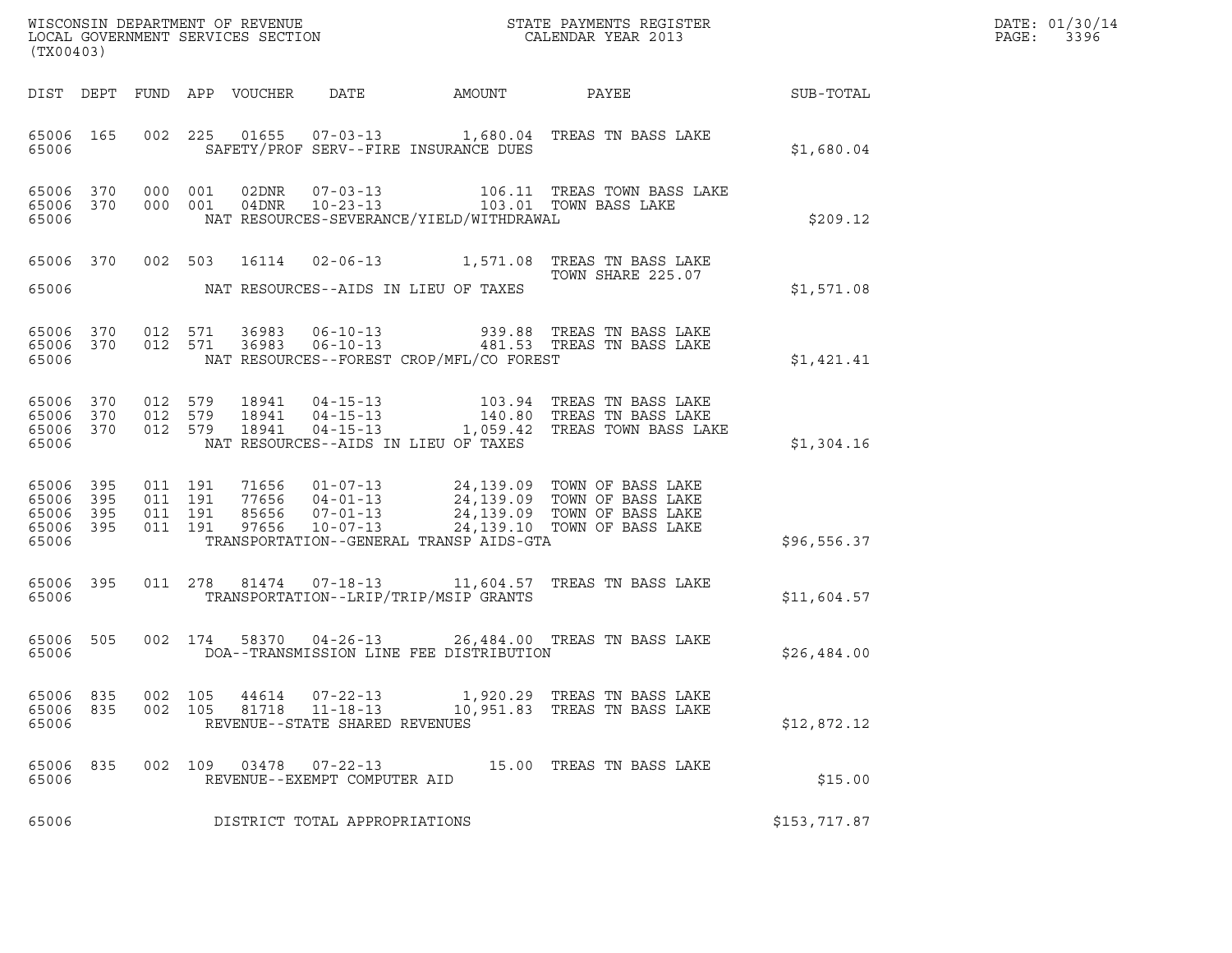WISCONSIN DEPARTMENT OF REVENUE
LOCAL GOVERNMENT SERVICES SECTION
(TX00403)

STATE PAYMENTS REGISTER
CALENDAR YEAR 2013

DATE: 01/30/14
PAGE: 3396

| DIST | DEPT | FUND | APP | VOUCHER | DATE | AMOUNT | PAYEE | SUB-TOTAL |
|---|---|---|---|---|---|---|---|---|
| 65006 | 165 | 002 | 225 | 01655 | 07-03-13 | 1,680.04 | TREAS TN BASS LAKE | |
| 65006 | | | | SAFETY/PROF SERV--FIRE INSURANCE DUES | | | | $1,680.04 |
| 65006 | 370 | 000 | 001 | 02DNR | 07-03-13 | 106.11 | TREAS TOWN BASS LAKE | |
| 65006 | 370 | 000 | 001 | 04DNR | 10-23-13 | 103.01 | TOWN BASS LAKE | |
| 65006 | | | | NAT RESOURCES-SEVERANCE/YIELD/WITHDRAWAL | | | | $209.12 |
| 65006 | 370 | 002 | 503 | 16114 | 02-06-13 | 1,571.08 | TREAS TN BASS LAKE<br>TOWN SHARE 225.07 | |
| 65006 | | | | NAT RESOURCES--AIDS IN LIEU OF TAXES | | | | $1,571.08 |
| 65006 | 370 | 012 | 571 | 36983 | 06-10-13 | 939.88 | TREAS TN BASS LAKE | |
| 65006 | 370 | 012 | 571 | 36983 | 06-10-13 | 481.53 | TREAS TN BASS LAKE | |
| 65006 | | | | NAT RESOURCES--FOREST CROP/MFL/CO FOREST | | | | $1,421.41 |
| 65006 | 370 | 012 | 579 | 18941 | 04-15-13 | 103.94 | TREAS TN BASS LAKE | |
| 65006 | 370 | 012 | 579 | 18941 | 04-15-13 | 140.80 | TREAS TN BASS LAKE | |
| 65006 | 370 | 012 | 579 | 18941 | 04-15-13 | 1,059.42 | TREAS TOWN BASS LAKE | |
| 65006 | | | | NAT RESOURCES--AIDS IN LIEU OF TAXES | | | | $1,304.16 |
| 65006 | 395 | 011 | 191 | 71656 | 01-07-13 | 24,139.09 | TOWN OF BASS LAKE | |
| 65006 | 395 | 011 | 191 | 77656 | 04-01-13 | 24,139.09 | TOWN OF BASS LAKE | |
| 65006 | 395 | 011 | 191 | 85656 | 07-01-13 | 24,139.09 | TOWN OF BASS LAKE | |
| 65006 | 395 | 011 | 191 | 97656 | 10-07-13 | 24,139.10 | TOWN OF BASS LAKE | |
| 65006 | | | | TRANSPORTATION--GENERAL TRANSP AIDS-GTA | | | | $96,556.37 |
| 65006 | 395 | 011 | 278 | 81474 | 07-18-13 | 11,604.57 | TREAS TN BASS LAKE | |
| 65006 | | | | TRANSPORTATION--LRIP/TRIP/MSIP GRANTS | | | | $11,604.57 |
| 65006 | 505 | 002 | 174 | 58370 | 04-26-13 | 26,484.00 | TREAS TN BASS LAKE | |
| 65006 | | | | DOA--TRANSMISSION LINE FEE DISTRIBUTION | | | | $26,484.00 |
| 65006 | 835 | 002 | 105 | 44614 | 07-22-13 | 1,920.29 | TREAS TN BASS LAKE | |
| 65006 | 835 | 002 | 105 | 81718 | 11-18-13 | 10,951.83 | TREAS TN BASS LAKE | |
| 65006 | | | | REVENUE--STATE SHARED REVENUES | | | | $12,872.12 |
| 65006 | 835 | 002 | 109 | 03478 | 07-22-13 | 15.00 | TREAS TN BASS LAKE | |
| 65006 | | | | REVENUE--EXEMPT COMPUTER AID | | | | $15.00 |
| 65006 | | | | DISTRICT TOTAL APPROPRIATIONS | | | | $153,717.87 |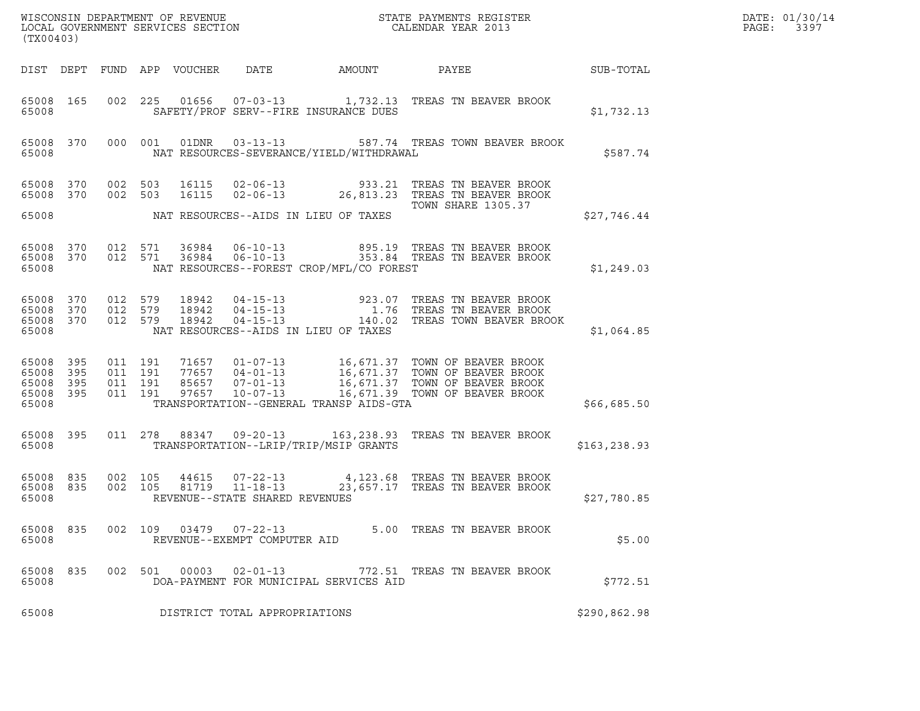WISCONSIN DEPARTMENT OF REVENUE
LOCAL GOVERNMENT SERVICES SECTION
(TX00403)

STATE PAYMENTS REGISTER
CALENDAR YEAR 2013

DATE: 01/30/14
PAGE: 3397

| DIST | DEPT | FUND | APP | VOUCHER | DATE | AMOUNT | PAYEE | SUB-TOTAL |
|---|---|---|---|---|---|---|---|---|
| 65008 | 165 | 002 | 225 | 01656 | 07-03-13 | 1,732.13 | TREAS TN BEAVER BROOK | |
| 65008 | | | | SAFETY/PROF SERV--FIRE INSURANCE DUES | | | | $1,732.13 |
| 65008 | 370 | 000 | 001 | 01DNR | 03-13-13 | 587.74 | TREAS TOWN BEAVER BROOK | |
| 65008 | | | | NAT RESOURCES-SEVERANCE/YIELD/WITHDRAWAL | | | | $587.74 |
| 65008 | 370 | 002 | 503 | 16115 | 02-06-13 | 933.21 | TREAS TN BEAVER BROOK | |
| 65008 | 370 | 002 | 503 | 16115 | 02-06-13 | 26,813.23 | TREAS TN BEAVER BROOK TOWN SHARE 1305.37 | |
| 65008 | | | | NAT RESOURCES--AIDS IN LIEU OF TAXES | | | | $27,746.44 |
| 65008 | 370 | 012 | 571 | 36984 | 06-10-13 | 895.19 | TREAS TN BEAVER BROOK | |
| 65008 | 370 | 012 | 571 | 36984 | 06-10-13 | 353.84 | TREAS TN BEAVER BROOK | |
| 65008 | | | | NAT RESOURCES--FOREST CROP/MFL/CO FOREST | | | | $1,249.03 |
| 65008 | 370 | 012 | 579 | 18942 | 04-15-13 | 923.07 | TREAS TN BEAVER BROOK | |
| 65008 | 370 | 012 | 579 | 18942 | 04-15-13 | 1.76 | TREAS TN BEAVER BROOK | |
| 65008 | 370 | 012 | 579 | 18942 | 04-15-13 | 140.02 | TREAS TOWN BEAVER BROOK | |
| 65008 | | | | NAT RESOURCES--AIDS IN LIEU OF TAXES | | | | $1,064.85 |
| 65008 | 395 | 011 | 191 | 71657 | 01-07-13 | 16,671.37 | TOWN OF BEAVER BROOK | |
| 65008 | 395 | 011 | 191 | 77657 | 04-01-13 | 16,671.37 | TOWN OF BEAVER BROOK | |
| 65008 | 395 | 011 | 191 | 85657 | 07-01-13 | 16,671.37 | TOWN OF BEAVER BROOK | |
| 65008 | 395 | 011 | 191 | 97657 | 10-07-13 | 16,671.39 | TOWN OF BEAVER BROOK | |
| 65008 | | | | TRANSPORTATION--GENERAL TRANSP AIDS-GTA | | | | $66,685.50 |
| 65008 | 395 | 011 | 278 | 88347 | 09-20-13 | 163,238.93 | TREAS TN BEAVER BROOK | |
| 65008 | | | | TRANSPORTATION--LRIP/TRIP/MSIP GRANTS | | | | $163,238.93 |
| 65008 | 835 | 002 | 105 | 44615 | 07-22-13 | 4,123.68 | TREAS TN BEAVER BROOK | |
| 65008 | 835 | 002 | 105 | 81719 | 11-18-13 | 23,657.17 | TREAS TN BEAVER BROOK | |
| 65008 | | | | REVENUE--STATE SHARED REVENUES | | | | $27,780.85 |
| 65008 | 835 | 002 | 109 | 03479 | 07-22-13 | 5.00 | TREAS TN BEAVER BROOK | |
| 65008 | | | | REVENUE--EXEMPT COMPUTER AID | | | | $5.00 |
| 65008 | 835 | 002 | 501 | 00003 | 02-01-13 | 772.51 | TREAS TN BEAVER BROOK | |
| 65008 | | | | DOA-PAYMENT FOR MUNICIPAL SERVICES AID | | | | $772.51 |
| 65008 | | | | DISTRICT TOTAL APPROPRIATIONS | | | | $290,862.98 |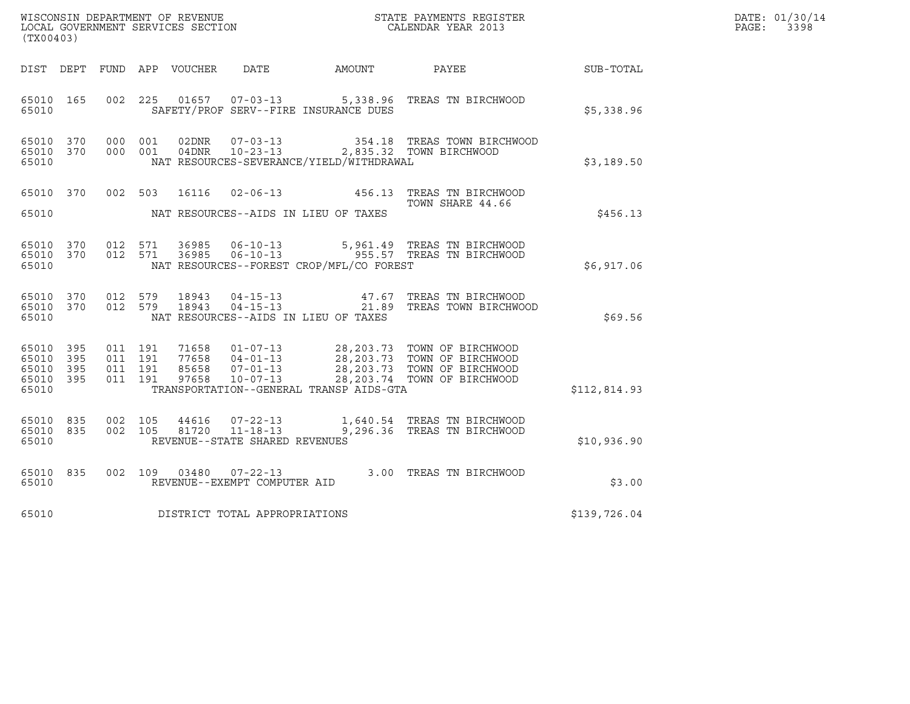WISCONSIN DEPARTMENT OF REVENUE
LOCAL GOVERNMENT SERVICES SECTION
(TX00403)

STATE PAYMENTS REGISTER
CALENDAR YEAR 2013

DATE: 01/30/14
PAGE: 3398

| DIST | DEPT | FUND | APP | VOUCHER | DATE | AMOUNT | PAYEE | SUB-TOTAL |
|---|---|---|---|---|---|---|---|---|
| 65010 | 165 | 002 | 225 | 01657 | 07-03-13 | 5,338.96 | TREAS TN BIRCHWOOD | |
| 65010 | | | | SAFETY/PROF SERV--FIRE INSURANCE DUES | | | | $5,338.96 |
| 65010 | 370 | 000 | 001 | 02DNR | 07-03-13 | 354.18 | TREAS TOWN BIRCHWOOD | |
| 65010 | 370 | 000 | 001 | 04DNR | 10-23-13 | 2,835.32 | TOWN BIRCHWOOD | |
| 65010 | | | | NAT RESOURCES-SEVERANCE/YIELD/WITHDRAWAL | | | | $3,189.50 |
| 65010 | 370 | 002 | 503 | 16116 | 02-06-13 | 456.13 | TREAS TN BIRCHWOOD TOWN SHARE 44.66 | |
| 65010 | | | | NAT RESOURCES--AIDS IN LIEU OF TAXES | | | | $456.13 |
| 65010 | 370 | 012 | 571 | 36985 | 06-10-13 | 5,961.49 | TREAS TN BIRCHWOOD | |
| 65010 | 370 | 012 | 571 | 36985 | 06-10-13 | 955.57 | TREAS TN BIRCHWOOD | |
| 65010 | | | | NAT RESOURCES--FOREST CROP/MFL/CO FOREST | | | | $6,917.06 |
| 65010 | 370 | 012 | 579 | 18943 | 04-15-13 | 47.67 | TREAS TN BIRCHWOOD | |
| 65010 | 370 | 012 | 579 | 18943 | 04-15-13 | 21.89 | TREAS TOWN BIRCHWOOD | |
| 65010 | | | | NAT RESOURCES--AIDS IN LIEU OF TAXES | | | | $69.56 |
| 65010 | 395 | 011 | 191 | 71658 | 01-07-13 | 28,203.73 | TOWN OF BIRCHWOOD | |
| 65010 | 395 | 011 | 191 | 77658 | 04-01-13 | 28,203.73 | TOWN OF BIRCHWOOD | |
| 65010 | 395 | 011 | 191 | 85658 | 07-01-13 | 28,203.73 | TOWN OF BIRCHWOOD | |
| 65010 | 395 | 011 | 191 | 97658 | 10-07-13 | 28,203.74 | TOWN OF BIRCHWOOD | |
| 65010 | | | | TRANSPORTATION--GENERAL TRANSP AIDS-GTA | | | | $112,814.93 |
| 65010 | 835 | 002 | 105 | 44616 | 07-22-13 | 1,640.54 | TREAS TN BIRCHWOOD | |
| 65010 | 835 | 002 | 105 | 81720 | 11-18-13 | 9,296.36 | TREAS TN BIRCHWOOD | |
| 65010 | | | | REVENUE--STATE SHARED REVENUES | | | | $10,936.90 |
| 65010 | 835 | 002 | 109 | 03480 | 07-22-13 | 3.00 | TREAS TN BIRCHWOOD | |
| 65010 | | | | REVENUE--EXEMPT COMPUTER AID | | | | $3.00 |
| 65010 | | | | DISTRICT TOTAL APPROPRIATIONS | | | | $139,726.04 |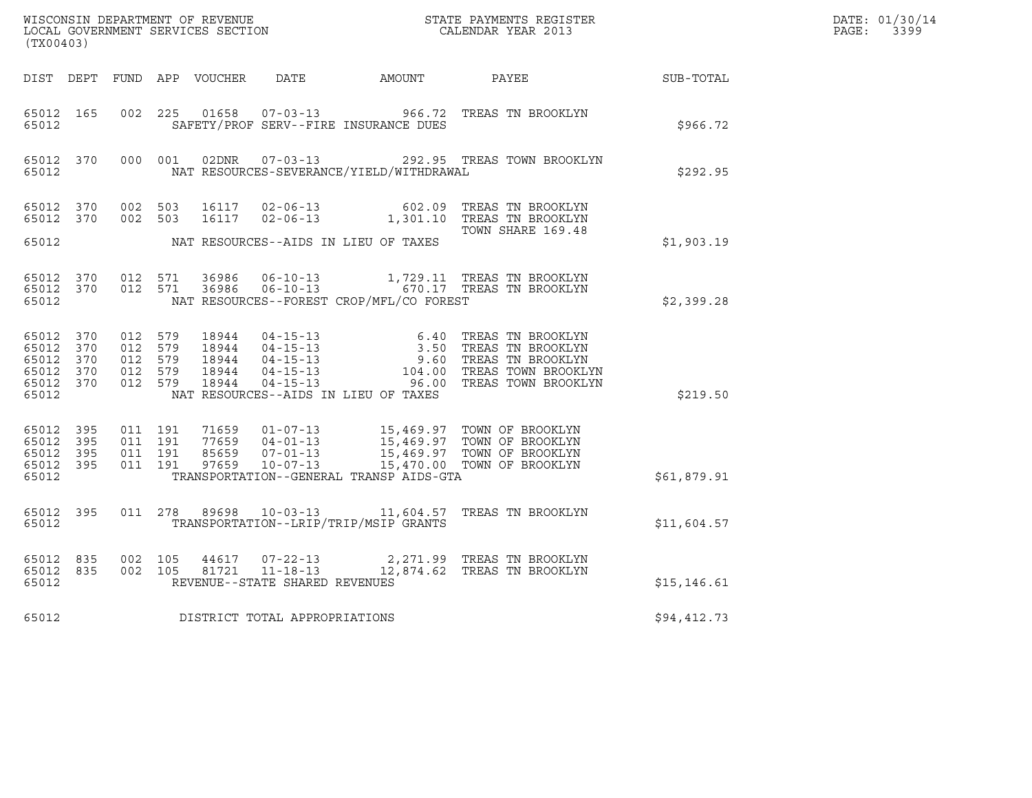WISCONSIN DEPARTMENT OF REVENUE
LOCAL GOVERNMENT SERVICES SECTION
(TX00403)

STATE PAYMENTS REGISTER
CALENDAR YEAR 2013

DATE: 01/30/14
PAGE: 3399

| DIST | DEPT | FUND | APP | VOUCHER | DATE | AMOUNT | PAYEE | SUB-TOTAL |
|---|---|---|---|---|---|---|---|---|
| 65012 | 165 | 002 | 225 | 01658 | 07-03-13 | 966.72 | TREAS TN BROOKLYN | |
| 65012 | | | | | SAFETY/PROF SERV--FIRE INSURANCE DUES | | | $966.72 |
| 65012 | 370 | 000 | 001 | 02DNR | 07-03-13 | 292.95 | TREAS TOWN BROOKLYN | |
| 65012 | | | | | NAT RESOURCES-SEVERANCE/YIELD/WITHDRAWAL | | | $292.95 |
| 65012 | 370 | 002 | 503 | 16117 | 02-06-13 | 602.09 | TREAS TN BROOKLYN | |
| 65012 | 370 | 002 | 503 | 16117 | 02-06-13 | 1,301.10 | TREAS TN BROOKLYN<br>TOWN SHARE 169.48 | |
| 65012 | | | | | NAT RESOURCES--AIDS IN LIEU OF TAXES | | | $1,903.19 |
| 65012 | 370 | 012 | 571 | 36986 | 06-10-13 | 1,729.11 | TREAS TN BROOKLYN | |
| 65012 | 370 | 012 | 571 | 36986 | 06-10-13 | 670.17 | TREAS TN BROOKLYN | |
| 65012 | | | | | NAT RESOURCES--FOREST CROP/MFL/CO FOREST | | | $2,399.28 |
| 65012 | 370 | 012 | 579 | 18944 | 04-15-13 | 6.40 | TREAS TN BROOKLYN | |
| 65012 | 370 | 012 | 579 | 18944 | 04-15-13 | 3.50 | TREAS TN BROOKLYN | |
| 65012 | 370 | 012 | 579 | 18944 | 04-15-13 | 9.60 | TREAS TN BROOKLYN | |
| 65012 | 370 | 012 | 579 | 18944 | 04-15-13 | 104.00 | TREAS TOWN BROOKLYN | |
| 65012 | 370 | 012 | 579 | 18944 | 04-15-13 | 96.00 | TREAS TOWN BROOKLYN | |
| 65012 | | | | | NAT RESOURCES--AIDS IN LIEU OF TAXES | | | $219.50 |
| 65012 | 395 | 011 | 191 | 71659 | 01-07-13 | 15,469.97 | TOWN OF BROOKLYN | |
| 65012 | 395 | 011 | 191 | 77659 | 04-01-13 | 15,469.97 | TOWN OF BROOKLYN | |
| 65012 | 395 | 011 | 191 | 85659 | 07-01-13 | 15,469.97 | TOWN OF BROOKLYN | |
| 65012 | 395 | 011 | 191 | 97659 | 10-07-13 | 15,470.00 | TOWN OF BROOKLYN | |
| 65012 | | | | | TRANSPORTATION--GENERAL TRANSP AIDS-GTA | | | $61,879.91 |
| 65012 | 395 | 011 | 278 | 89698 | 10-03-13 | 11,604.57 | TREAS TN BROOKLYN | |
| 65012 | | | | | TRANSPORTATION--LRIP/TRIP/MSIP GRANTS | | | $11,604.57 |
| 65012 | 835 | 002 | 105 | 44617 | 07-22-13 | 2,271.99 | TREAS TN BROOKLYN | |
| 65012 | 835 | 002 | 105 | 81721 | 11-18-13 | 12,874.62 | TREAS TN BROOKLYN | |
| 65012 | | | | | REVENUE--STATE SHARED REVENUES | | | $15,146.61 |
| 65012 | | | | | DISTRICT TOTAL APPROPRIATIONS | | | $94,412.73 |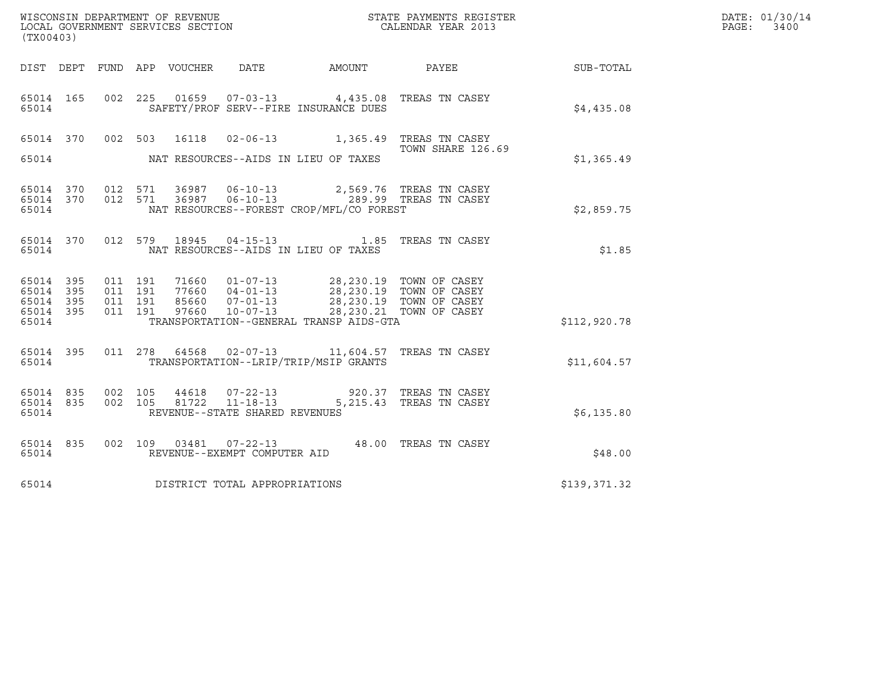WISCONSIN DEPARTMENT OF REVENUE
LOCAL GOVERNMENT SERVICES SECTION
(TX00403)

STATE PAYMENTS REGISTER
CALENDAR YEAR 2013

DATE: 01/30/14
PAGE: 3400

| DIST | DEPT | FUND | APP | VOUCHER | DATE | AMOUNT | PAYEE | SUB-TOTAL |
|---|---|---|---|---|---|---|---|---|
| 65014 | 165 | 002 | 225 | 01659 | 07-03-13 | 4,435.08 | TREAS TN CASEY | |
| 65014 | | | | SAFETY/PROF SERV--FIRE INSURANCE DUES | | | | $4,435.08 |
| 65014 | 370 | 002 | 503 | 16118 | 02-06-13 | 1,365.49 | TREAS TN CASEY TOWN SHARE 126.69 | |
| 65014 | | | | NAT RESOURCES--AIDS IN LIEU OF TAXES | | | | $1,365.49 |
| 65014 | 370 | 012 | 571 | 36987 | 06-10-13 | 2,569.76 | TREAS TN CASEY | |
| 65014 | 370 | 012 | 571 | 36987 | 06-10-13 | 289.99 | TREAS TN CASEY | |
| 65014 | | | | NAT RESOURCES--FOREST CROP/MFL/CO FOREST | | | | $2,859.75 |
| 65014 | 370 | 012 | 579 | 18945 | 04-15-13 | 1.85 | TREAS TN CASEY | |
| 65014 | | | | NAT RESOURCES--AIDS IN LIEU OF TAXES | | | | $1.85 |
| 65014 | 395 | 011 | 191 | 71660 | 01-07-13 | 28,230.19 | TOWN OF CASEY | |
| 65014 | 395 | 011 | 191 | 77660 | 04-01-13 | 28,230.19 | TOWN OF CASEY | |
| 65014 | 395 | 011 | 191 | 85660 | 07-01-13 | 28,230.19 | TOWN OF CASEY | |
| 65014 | 395 | 011 | 191 | 97660 | 10-07-13 | 28,230.21 | TOWN OF CASEY | |
| 65014 | | | | TRANSPORTATION--GENERAL TRANSP AIDS-GTA | | | | $112,920.78 |
| 65014 | 395 | 011 | 278 | 64568 | 02-07-13 | 11,604.57 | TREAS TN CASEY | |
| 65014 | | | | TRANSPORTATION--LRIP/TRIP/MSIP GRANTS | | | | $11,604.57 |
| 65014 | 835 | 002 | 105 | 44618 | 07-22-13 | 920.37 | TREAS TN CASEY | |
| 65014 | 835 | 002 | 105 | 81722 | 11-18-13 | 5,215.43 | TREAS TN CASEY | |
| 65014 | | | | REVENUE--STATE SHARED REVENUES | | | | $6,135.80 |
| 65014 | 835 | 002 | 109 | 03481 | 07-22-13 | 48.00 | TREAS TN CASEY | |
| 65014 | | | | REVENUE--EXEMPT COMPUTER AID | | | | $48.00 |
| 65014 | | | | DISTRICT TOTAL APPROPRIATIONS | | | | $139,371.32 |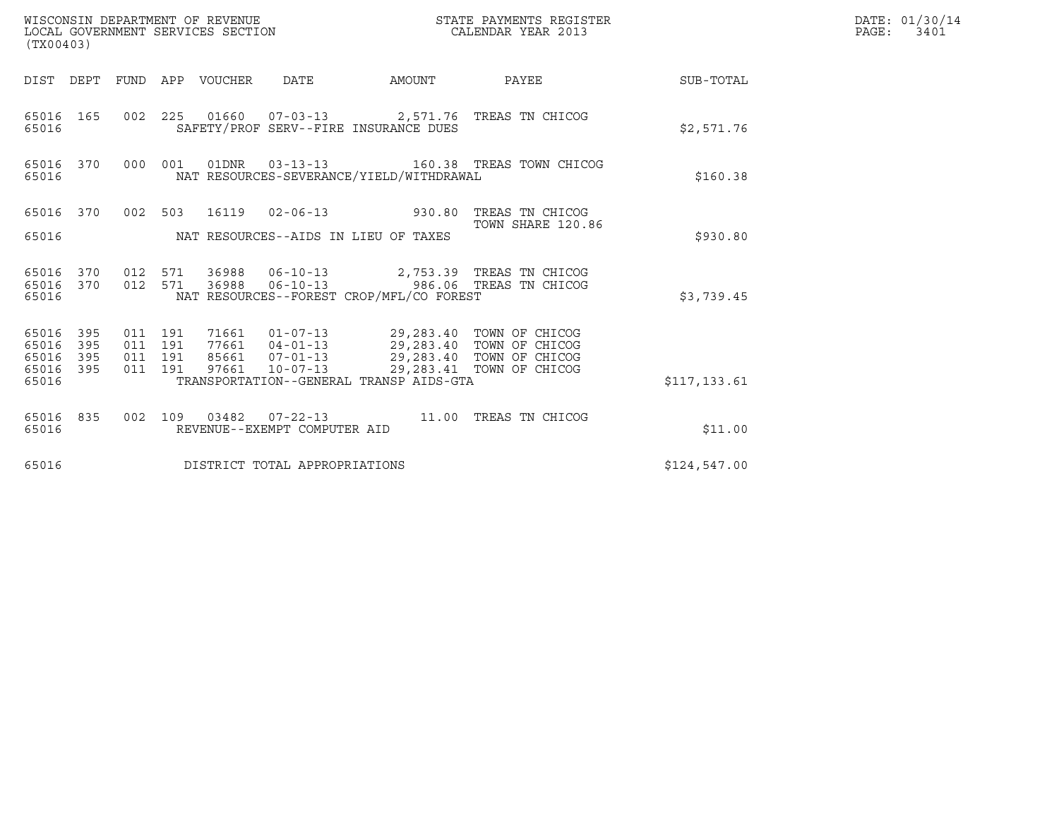WISCONSIN DEPARTMENT OF REVENUE
LOCAL GOVERNMENT SERVICES SECTION
(TX00403)

STATE PAYMENTS REGISTER
CALENDAR YEAR 2013

DATE: 01/30/14
PAGE: 3401

| DIST | DEPT | FUND | APP | VOUCHER | DATE | AMOUNT | PAYEE | SUB-TOTAL |
|---|---|---|---|---|---|---|---|---|
| 65016 | 165 | 002 | 225 | 01660 | 07-03-13 | 2,571.76 | TREAS TN CHICOG | |
| 65016 | | | | SAFETY/PROF SERV--FIRE INSURANCE DUES | | | | $2,571.76 |
| 65016 | 370 | 000 | 001 | 01DNR | 03-13-13 | 160.38 | TREAS TOWN CHICOG | |
| 65016 | | | | NAT RESOURCES-SEVERANCE/YIELD/WITHDRAWAL | | | | $160.38 |
| 65016 | 370 | 002 | 503 | 16119 | 02-06-13 | 930.80 | TREAS TN CHICOG TOWN SHARE 120.86 | |
| 65016 | | | | NAT RESOURCES--AIDS IN LIEU OF TAXES | | | | $930.80 |
| 65016 | 370 | 012 | 571 | 36988 | 06-10-13 | 2,753.39 | TREAS TN CHICOG | |
| 65016 | 370 | 012 | 571 | 36988 | 06-10-13 | 986.06 | TREAS TN CHICOG | |
| 65016 | | | | NAT RESOURCES--FOREST CROP/MFL/CO FOREST | | | | $3,739.45 |
| 65016 | 395 | 011 | 191 | 71661 | 01-07-13 | 29,283.40 | TOWN OF CHICOG | |
| 65016 | 395 | 011 | 191 | 77661 | 04-01-13 | 29,283.40 | TOWN OF CHICOG | |
| 65016 | 395 | 011 | 191 | 85661 | 07-01-13 | 29,283.40 | TOWN OF CHICOG | |
| 65016 | 395 | 011 | 191 | 97661 | 10-07-13 | 29,283.41 | TOWN OF CHICOG | |
| 65016 | | | | TRANSPORTATION--GENERAL TRANSP AIDS-GTA | | | | $117,133.61 |
| 65016 | 835 | 002 | 109 | 03482 | 07-22-13 | 11.00 | TREAS TN CHICOG | |
| 65016 | | | | REVENUE--EXEMPT COMPUTER AID | | | | $11.00 |
| 65016 | | | | DISTRICT TOTAL APPROPRIATIONS | | | | $124,547.00 |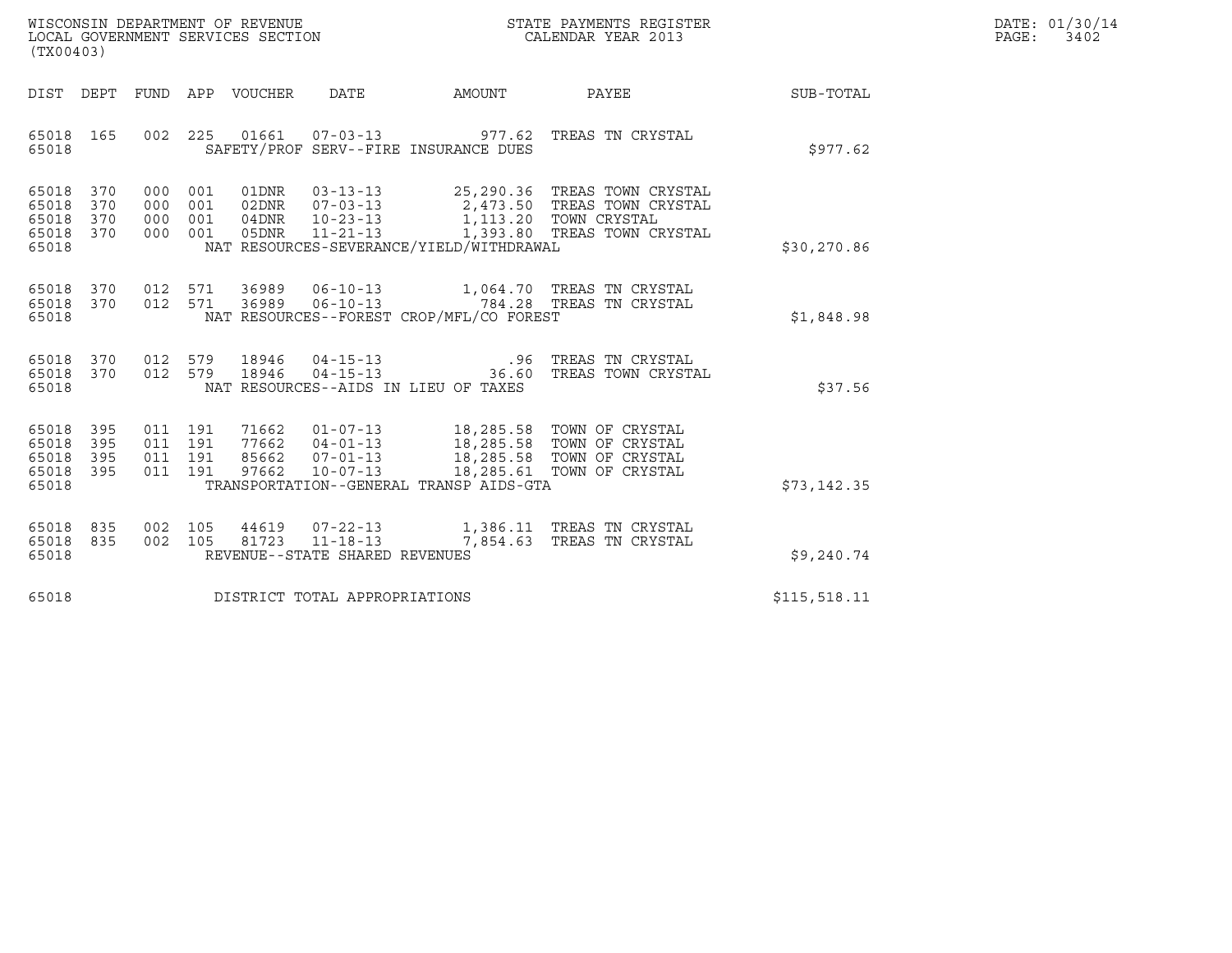WISCONSIN DEPARTMENT OF REVENUE
LOCAL GOVERNMENT SERVICES SECTION
(TX00403)

STATE PAYMENTS REGISTER
CALENDAR YEAR 2013

DATE: 01/30/14
PAGE: 3402

| DIST | DEPT | FUND | APP | VOUCHER | DATE | AMOUNT | PAYEE | SUB-TOTAL |
|---|---|---|---|---|---|---|---|---|
| 65018 | 165 | 002 | 225 | 01661 | 07-03-13 | 977.62 | TREAS TN CRYSTAL | |
| 65018 | | | | | SAFETY/PROF SERV--FIRE INSURANCE DUES | | | $977.62 |
| 65018 | 370 | 000 | 001 | 01DNR | 03-13-13 | 25,290.36 | TREAS TOWN CRYSTAL | |
| 65018 | 370 | 000 | 001 | 02DNR | 07-03-13 | 2,473.50 | TREAS TOWN CRYSTAL | |
| 65018 | 370 | 000 | 001 | 04DNR | 10-23-13 | 1,113.20 | TOWN CRYSTAL | |
| 65018 | 370 | 000 | 001 | 05DNR | 11-21-13 | 1,393.80 | TREAS TOWN CRYSTAL | |
| 65018 | | | | | NAT RESOURCES-SEVERANCE/YIELD/WITHDRAWAL | | | $30,270.86 |
| 65018 | 370 | 012 | 571 | 36989 | 06-10-13 | 1,064.70 | TREAS TN CRYSTAL | |
| 65018 | 370 | 012 | 571 | 36989 | 06-10-13 | 784.28 | TREAS TN CRYSTAL | |
| 65018 | | | | | NAT RESOURCES--FOREST CROP/MFL/CO FOREST | | | $1,848.98 |
| 65018 | 370 | 012 | 579 | 18946 | 04-15-13 | .96 | TREAS TN CRYSTAL | |
| 65018 | 370 | 012 | 579 | 18946 | 04-15-13 | 36.60 | TREAS TOWN CRYSTAL | |
| 65018 | | | | | NAT RESOURCES--AIDS IN LIEU OF TAXES | | | $37.56 |
| 65018 | 395 | 011 | 191 | 71662 | 01-07-13 | 18,285.58 | TOWN OF CRYSTAL | |
| 65018 | 395 | 011 | 191 | 77662 | 04-01-13 | 18,285.58 | TOWN OF CRYSTAL | |
| 65018 | 395 | 011 | 191 | 85662 | 07-01-13 | 18,285.58 | TOWN OF CRYSTAL | |
| 65018 | 395 | 011 | 191 | 97662 | 10-07-13 | 18,285.61 | TOWN OF CRYSTAL | |
| 65018 | | | | | TRANSPORTATION--GENERAL TRANSP AIDS-GTA | | | $73,142.35 |
| 65018 | 835 | 002 | 105 | 44619 | 07-22-13 | 1,386.11 | TREAS TN CRYSTAL | |
| 65018 | 835 | 002 | 105 | 81723 | 11-18-13 | 7,854.63 | TREAS TN CRYSTAL | |
| 65018 | | | | | REVENUE--STATE SHARED REVENUES | | | $9,240.74 |
| 65018 | | | | | DISTRICT TOTAL APPROPRIATIONS | | | $115,518.11 |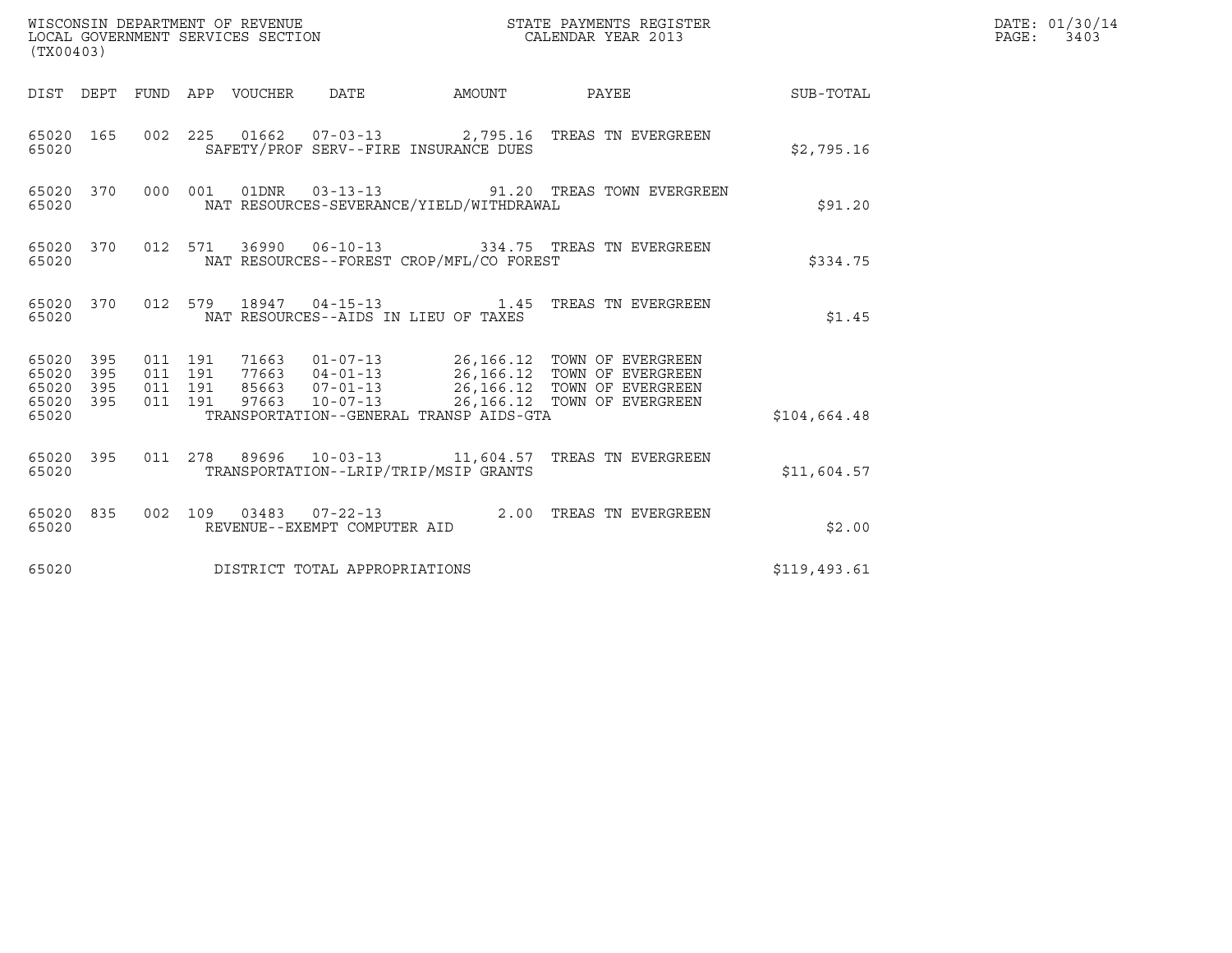WISCONSIN DEPARTMENT OF REVENUE
LOCAL GOVERNMENT SERVICES SECTION
(TX00403)

STATE PAYMENTS REGISTER
CALENDAR YEAR 2013

DATE: 01/30/14
PAGE: 3403

| DIST | DEPT | FUND | APP | VOUCHER | DATE | AMOUNT | PAYEE | SUB-TOTAL |
|---|---|---|---|---|---|---|---|---|
| 65020 | 165 | 002 | 225 | 01662 | 07-03-13 | 2,795.16 | TREAS TN EVERGREEN | |
| 65020 | | | | SAFETY/PROF SERV--FIRE INSURANCE DUES | | | | $2,795.16 |
| 65020 | 370 | 000 | 001 | 01DNR | 03-13-13 | 91.20 | TREAS TOWN EVERGREEN | |
| 65020 | | | | NAT RESOURCES-SEVERANCE/YIELD/WITHDRAWAL | | | | $91.20 |
| 65020 | 370 | 012 | 571 | 36990 | 06-10-13 | 334.75 | TREAS TN EVERGREEN | |
| 65020 | | | | NAT RESOURCES--FOREST CROP/MFL/CO FOREST | | | | $334.75 |
| 65020 | 370 | 012 | 579 | 18947 | 04-15-13 | 1.45 | TREAS TN EVERGREEN | |
| 65020 | | | | NAT RESOURCES--AIDS IN LIEU OF TAXES | | | | $1.45 |
| 65020 | 395 | 011 | 191 | 71663 | 01-07-13 | 26,166.12 | TOWN OF EVERGREEN | |
| 65020 | 395 | 011 | 191 | 77663 | 04-01-13 | 26,166.12 | TOWN OF EVERGREEN | |
| 65020 | 395 | 011 | 191 | 85663 | 07-01-13 | 26,166.12 | TOWN OF EVERGREEN | |
| 65020 | 395 | 011 | 191 | 97663 | 10-07-13 | 26,166.12 | TOWN OF EVERGREEN | |
| 65020 | | | | TRANSPORTATION--GENERAL TRANSP AIDS-GTA | | | | $104,664.48 |
| 65020 | 395 | 011 | 278 | 89696 | 10-03-13 | 11,604.57 | TREAS TN EVERGREEN | |
| 65020 | | | | TRANSPORTATION--LRIP/TRIP/MSIP GRANTS | | | | $11,604.57 |
| 65020 | 835 | 002 | 109 | 03483 | 07-22-13 | 2.00 | TREAS TN EVERGREEN | |
| 65020 | | | | REVENUE--EXEMPT COMPUTER AID | | | | $2.00 |
| 65020 | | | | DISTRICT TOTAL APPROPRIATIONS | | | | $119,493.61 |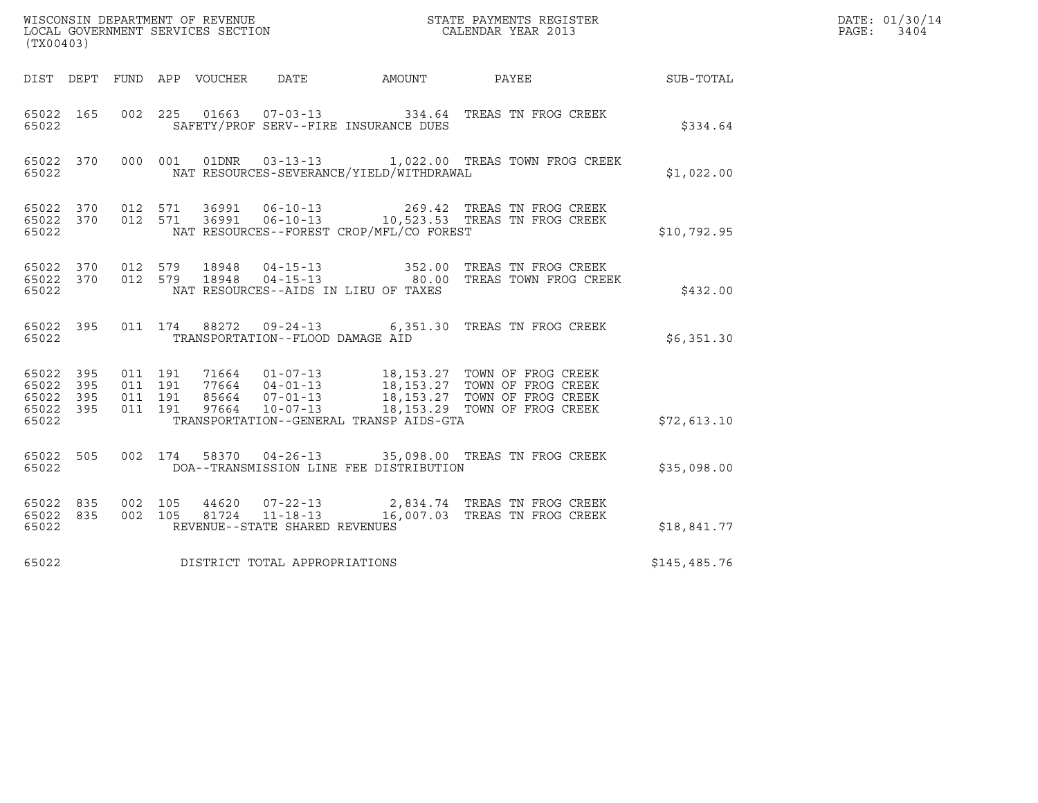WISCONSIN DEPARTMENT OF REVENUE
LOCAL GOVERNMENT SERVICES SECTION
(TX00403)

STATE PAYMENTS REGISTER
CALENDAR YEAR 2013

DATE: 01/30/14
PAGE: 3404

| DIST | DEPT | FUND | APP | VOUCHER | DATE | AMOUNT | PAYEE | SUB-TOTAL |
|---|---|---|---|---|---|---|---|---|
| 65022 | 165 | 002 | 225 | 01663 | 07-03-13 | 334.64 | TREAS TN FROG CREEK | |
| 65022 | | | | | SAFETY/PROF SERV--FIRE INSURANCE DUES | | | $334.64 |
| 65022 | 370 | 000 | 001 | 01DNR | 03-13-13 | 1,022.00 | TREAS TOWN FROG CREEK | |
| 65022 | | | | | NAT RESOURCES-SEVERANCE/YIELD/WITHDRAWAL | | | $1,022.00 |
| 65022 | 370 | 012 | 571 | 36991 | 06-10-13 | 269.42 | TREAS TN FROG CREEK | |
| 65022 | 370 | 012 | 571 | 36991 | 06-10-13 | 10,523.53 | TREAS TN FROG CREEK | |
| 65022 | | | | | NAT RESOURCES--FOREST CROP/MFL/CO FOREST | | | $10,792.95 |
| 65022 | 370 | 012 | 579 | 18948 | 04-15-13 | 352.00 | TREAS TN FROG CREEK | |
| 65022 | 370 | 012 | 579 | 18948 | 04-15-13 | 80.00 | TREAS TOWN FROG CREEK | |
| 65022 | | | | | NAT RESOURCES--AIDS IN LIEU OF TAXES | | | $432.00 |
| 65022 | 395 | 011 | 174 | 88272 | 09-24-13 | 6,351.30 | TREAS TN FROG CREEK | |
| 65022 | | | | | TRANSPORTATION--FLOOD DAMAGE AID | | | $6,351.30 |
| 65022 | 395 | 011 | 191 | 71664 | 01-07-13 | 18,153.27 | TOWN OF FROG CREEK | |
| 65022 | 395 | 011 | 191 | 77664 | 04-01-13 | 18,153.27 | TOWN OF FROG CREEK | |
| 65022 | 395 | 011 | 191 | 85664 | 07-01-13 | 18,153.27 | TOWN OF FROG CREEK | |
| 65022 | 395 | 011 | 191 | 97664 | 10-07-13 | 18,153.29 | TOWN OF FROG CREEK | |
| 65022 | | | | | TRANSPORTATION--GENERAL TRANSP AIDS-GTA | | | $72,613.10 |
| 65022 | 505 | 002 | 174 | 58370 | 04-26-13 | 35,098.00 | TREAS TN FROG CREEK | |
| 65022 | | | | | DOA--TRANSMISSION LINE FEE DISTRIBUTION | | | $35,098.00 |
| 65022 | 835 | 002 | 105 | 44620 | 07-22-13 | 2,834.74 | TREAS TN FROG CREEK | |
| 65022 | 835 | 002 | 105 | 81724 | 11-18-13 | 16,007.03 | TREAS TN FROG CREEK | |
| 65022 | | | | | REVENUE--STATE SHARED REVENUES | | | $18,841.77 |
| 65022 | | | | | DISTRICT TOTAL APPROPRIATIONS | | | $145,485.76 |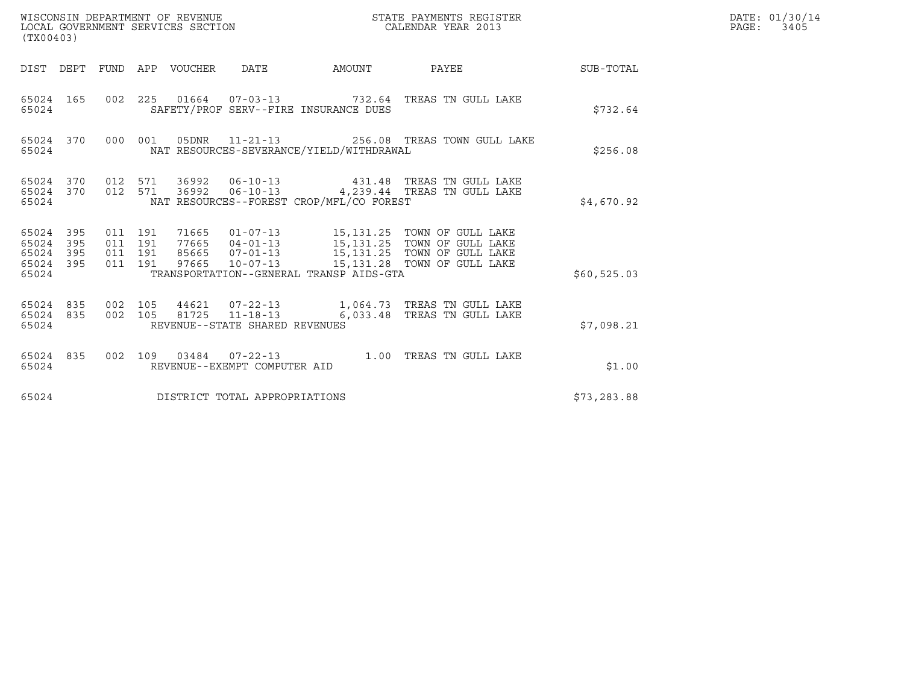WISCONSIN DEPARTMENT OF REVENUE
LOCAL GOVERNMENT SERVICES SECTION
(TX00403)

STATE PAYMENTS REGISTER
CALENDAR YEAR 2013

DATE: 01/30/14
PAGE: 3405

| DIST | DEPT | FUND | APP | VOUCHER | DATE | AMOUNT | PAYEE | SUB-TOTAL |
|---|---|---|---|---|---|---|---|---|
| 65024 | 165 | 002 | 225 | 01664 | 07-03-13 | 732.64 | TREAS TN GULL LAKE | |
| 65024 | | | | SAFETY/PROF SERV--FIRE INSURANCE DUES | | | | $732.64 |
| 65024 | 370 | 000 | 001 | 05DNR | 11-21-13 | 256.08 | TREAS TOWN GULL LAKE | |
| 65024 | | | | NAT RESOURCES-SEVERANCE/YIELD/WITHDRAWAL | | | | $256.08 |
| 65024 | 370 | 012 | 571 | 36992 | 06-10-13 | 431.48 | TREAS TN GULL LAKE | |
| 65024 | 370 | 012 | 571 | 36992 | 06-10-13 | 4,239.44 | TREAS TN GULL LAKE | |
| 65024 | | | | NAT RESOURCES--FOREST CROP/MFL/CO FOREST | | | | $4,670.92 |
| 65024 | 395 | 011 | 191 | 71665 | 01-07-13 | 15,131.25 | TOWN OF GULL LAKE | |
| 65024 | 395 | 011 | 191 | 77665 | 04-01-13 | 15,131.25 | TOWN OF GULL LAKE | |
| 65024 | 395 | 011 | 191 | 85665 | 07-01-13 | 15,131.25 | TOWN OF GULL LAKE | |
| 65024 | 395 | 011 | 191 | 97665 | 10-07-13 | 15,131.28 | TOWN OF GULL LAKE | |
| 65024 | | | | TRANSPORTATION--GENERAL TRANSP AIDS-GTA | | | | $60,525.03 |
| 65024 | 835 | 002 | 105 | 44621 | 07-22-13 | 1,064.73 | TREAS TN GULL LAKE | |
| 65024 | 835 | 002 | 105 | 81725 | 11-18-13 | 6,033.48 | TREAS TN GULL LAKE | |
| 65024 | | | | REVENUE--STATE SHARED REVENUES | | | | $7,098.21 |
| 65024 | 835 | 002 | 109 | 03484 | 07-22-13 | 1.00 | TREAS TN GULL LAKE | |
| 65024 | | | | REVENUE--EXEMPT COMPUTER AID | | | | $1.00 |
| 65024 | | | | DISTRICT TOTAL APPROPRIATIONS | | | | $73,283.88 |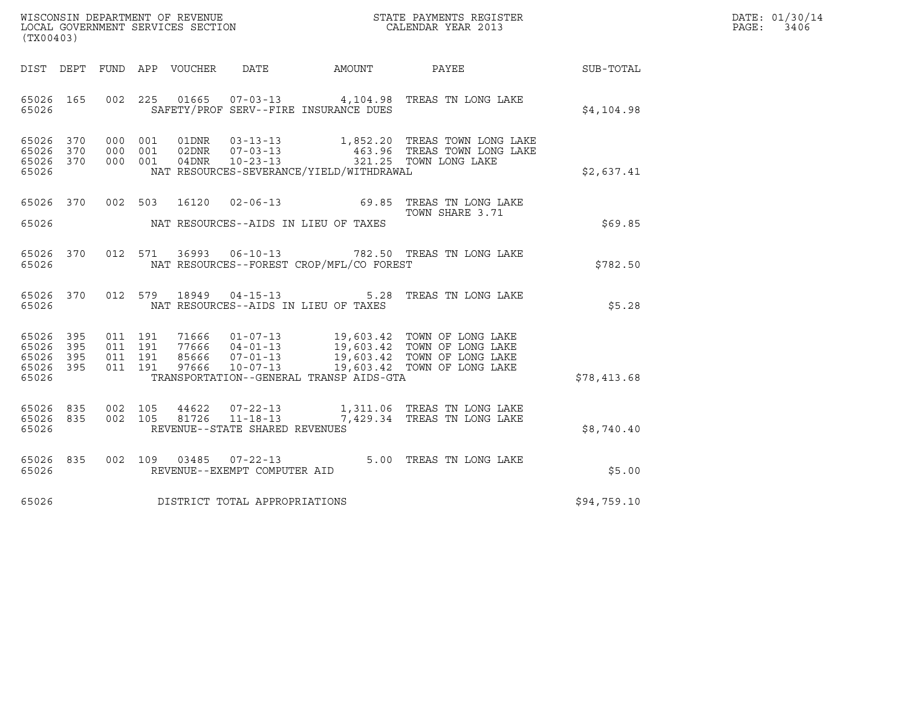WISCONSIN DEPARTMENT OF REVENUE
LOCAL GOVERNMENT SERVICES SECTION
(TX00403)

STATE PAYMENTS REGISTER
CALENDAR YEAR 2013

DATE: 01/30/14

| DIST | DEPT | FUND | APP | VOUCHER | DATE | AMOUNT | PAYEE | SUB-TOTAL |
|---|---|---|---|---|---|---|---|---|
| 65026 | 165 | 002 | 225 | 01665 | 07-03-13 | 4,104.98 | TREAS TN LONG LAKE | |
| 65026 | | | | | SAFETY/PROF SERV--FIRE INSURANCE DUES | | | $4,104.98 |
| 65026 | 370 | 000 | 001 | 01DNR | 03-13-13 | 1,852.20 | TREAS TOWN LONG LAKE | |
| 65026 | 370 | 000 | 001 | 02DNR | 07-03-13 | 463.96 | TREAS TOWN LONG LAKE | |
| 65026 | 370 | 000 | 001 | 04DNR | 10-23-13 | 321.25 | TOWN LONG LAKE | |
| 65026 | | | | | NAT RESOURCES-SEVERANCE/YIELD/WITHDRAWAL | | | $2,637.41 |
| 65026 | 370 | 002 | 503 | 16120 | 02-06-13 | 69.85 | TREAS TN LONG LAKE<br>TOWN SHARE 3.71 | |
| 65026 | | | | | NAT RESOURCES--AIDS IN LIEU OF TAXES | | | $69.85 |
| 65026 | 370 | 012 | 571 | 36993 | 06-10-13 | 782.50 | TREAS TN LONG LAKE | |
| 65026 | | | | | NAT RESOURCES--FOREST CROP/MFL/CO FOREST | | | $782.50 |
| 65026 | 370 | 012 | 579 | 18949 | 04-15-13 | 5.28 | TREAS TN LONG LAKE | |
| 65026 | | | | | NAT RESOURCES--AIDS IN LIEU OF TAXES | | | $5.28 |
| 65026 | 395 | 011 | 191 | 71666 | 01-07-13 | 19,603.42 | TOWN OF LONG LAKE | |
| 65026 | 395 | 011 | 191 | 77666 | 04-01-13 | 19,603.42 | TOWN OF LONG LAKE | |
| 65026 | 395 | 011 | 191 | 85666 | 07-01-13 | 19,603.42 | TOWN OF LONG LAKE | |
| 65026 | 395 | 011 | 191 | 97666 | 10-07-13 | 19,603.42 | TOWN OF LONG LAKE | |
| 65026 | | | | | TRANSPORTATION--GENERAL TRANSP AIDS-GTA | | | $78,413.68 |
| 65026 | 835 | 002 | 105 | 44622 | 07-22-13 | 1,311.06 | TREAS TN LONG LAKE | |
| 65026 | 835 | 002 | 105 | 81726 | 11-18-13 | 7,429.34 | TREAS TN LONG LAKE | |
| 65026 | | | | | REVENUE--STATE SHARED REVENUES | | | $8,740.40 |
| 65026 | 835 | 002 | 109 | 03485 | 07-22-13 | 5.00 | TREAS TN LONG LAKE | |
| 65026 | | | | | REVENUE--EXEMPT COMPUTER AID | | | $5.00 |
| 65026 | | | | | DISTRICT TOTAL APPROPRIATIONS | | | $94,759.10 |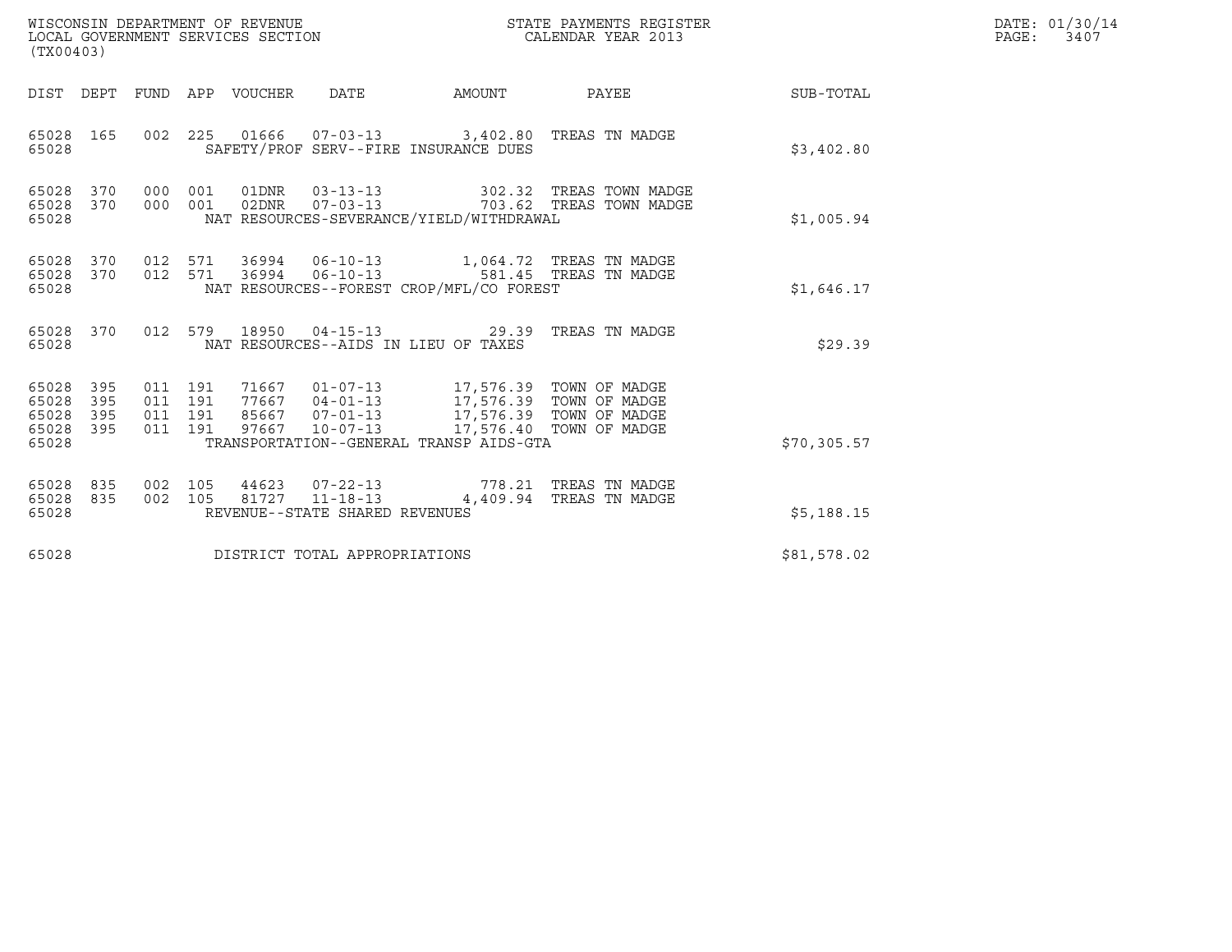WISCONSIN DEPARTMENT OF REVENUE
LOCAL GOVERNMENT SERVICES SECTION
(TX00403)

STATE PAYMENTS REGISTER
CALENDAR YEAR 2013

DATE: 01/30/14
PAGE: 3407

| DIST | DEPT | FUND | APP | VOUCHER | DATE | AMOUNT | PAYEE | SUB-TOTAL |
|---|---|---|---|---|---|---|---|---|
| 65028 | 165 | 002 | 225 | 01666 | 07-03-13 | 3,402.80 | TREAS TN MADGE | |
| 65028 | | | | SAFETY/PROF SERV--FIRE INSURANCE DUES | | | | $3,402.80 |
| 65028 | 370 | 000 | 001 | 01DNR | 03-13-13 | 302.32 | TREAS TOWN MADGE | |
| 65028 | 370 | 000 | 001 | 02DNR | 07-03-13 | 703.62 | TREAS TOWN MADGE | |
| 65028 | | | | NAT RESOURCES-SEVERANCE/YIELD/WITHDRAWAL | | | | $1,005.94 |
| 65028 | 370 | 012 | 571 | 36994 | 06-10-13 | 1,064.72 | TREAS TN MADGE | |
| 65028 | 370 | 012 | 571 | 36994 | 06-10-13 | 581.45 | TREAS TN MADGE | |
| 65028 | | | | NAT RESOURCES--FOREST CROP/MFL/CO FOREST | | | | $1,646.17 |
| 65028 | 370 | 012 | 579 | 18950 | 04-15-13 | 29.39 | TREAS TN MADGE | |
| 65028 | | | | NAT RESOURCES--AIDS IN LIEU OF TAXES | | | | $29.39 |
| 65028 | 395 | 011 | 191 | 71667 | 01-07-13 | 17,576.39 | TOWN OF MADGE | |
| 65028 | 395 | 011 | 191 | 77667 | 04-01-13 | 17,576.39 | TOWN OF MADGE | |
| 65028 | 395 | 011 | 191 | 85667 | 07-01-13 | 17,576.39 | TOWN OF MADGE | |
| 65028 | 395 | 011 | 191 | 97667 | 10-07-13 | 17,576.40 | TOWN OF MADGE | |
| 65028 | | | | TRANSPORTATION--GENERAL TRANSP AIDS-GTA | | | | $70,305.57 |
| 65028 | 835 | 002 | 105 | 44623 | 07-22-13 | 778.21 | TREAS TN MADGE | |
| 65028 | 835 | 002 | 105 | 81727 | 11-18-13 | 4,409.94 | TREAS TN MADGE | |
| 65028 | | | | REVENUE--STATE SHARED REVENUES | | | | $5,188.15 |
| 65028 | | | | DISTRICT TOTAL APPROPRIATIONS | | | | $81,578.02 |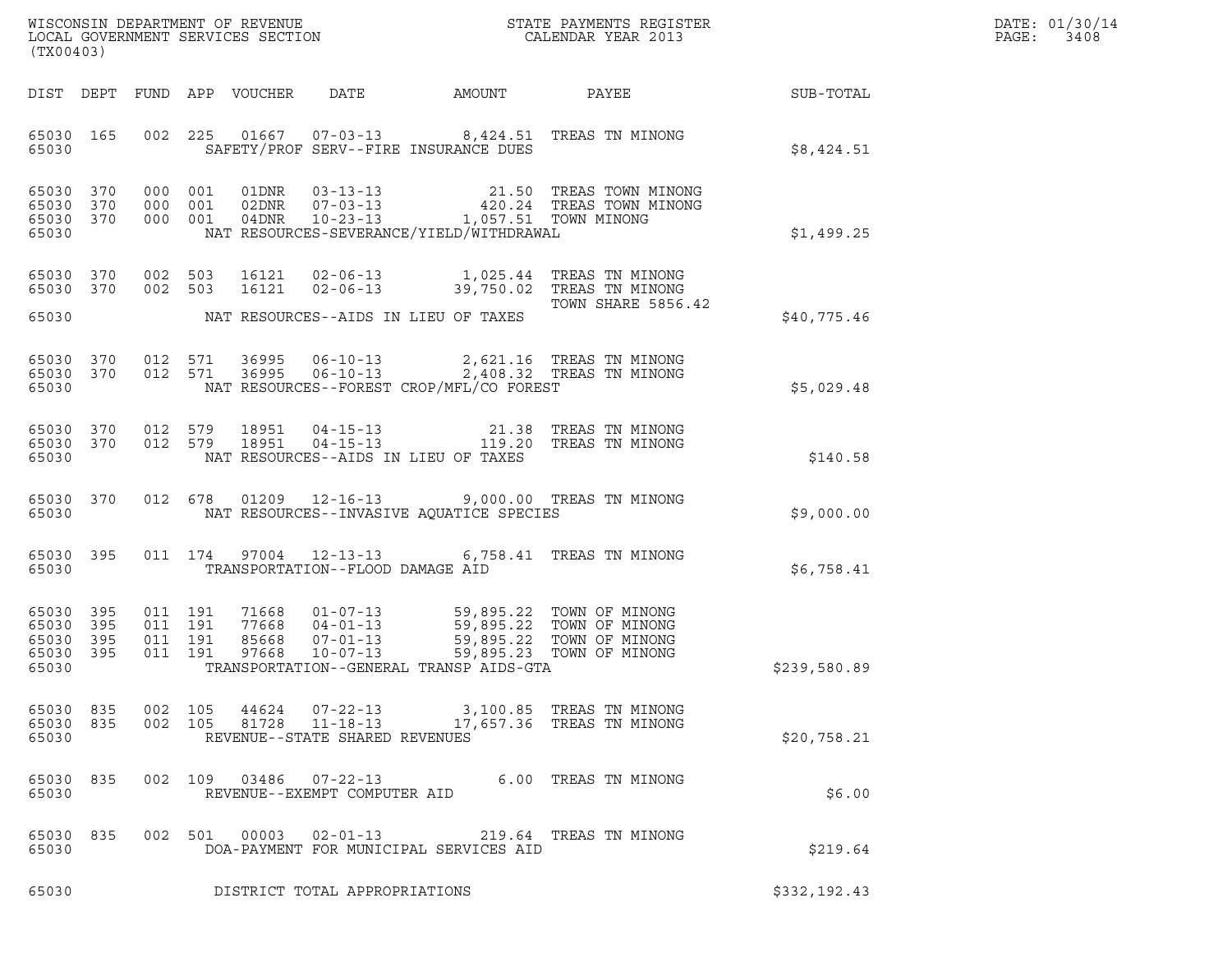WISCONSIN DEPARTMENT OF REVENUE
LOCAL GOVERNMENT SERVICES SECTION
(TX00403)

STATE PAYMENTS REGISTER
CALENDAR YEAR 2013

DATE: 01/30/14
PAGE: 3408

| DIST | DEPT | FUND | APP | VOUCHER | DATE | AMOUNT | PAYEE | SUB-TOTAL |
|---|---|---|---|---|---|---|---|---|
| 65030 | 165 | 002 | 225 | 01667 | 07-03-13 | 8,424.51 | TREAS TN MINONG | |
| 65030 | | | | SAFETY/PROF SERV--FIRE INSURANCE DUES | | | | $8,424.51 |
| 65030 | 370 | 000 | 001 | 01DNR | 03-13-13 | 21.50 | TREAS TOWN MINONG | |
| 65030 | 370 | 000 | 001 | 02DNR | 07-03-13 | 420.24 | TREAS TOWN MINONG | |
| 65030 | 370 | 000 | 001 | 04DNR | 10-23-13 | 1,057.51 | TOWN MINONG | |
| 65030 | | | | NAT RESOURCES-SEVERANCE/YIELD/WITHDRAWAL | | | | $1,499.25 |
| 65030 | 370 | 002 | 503 | 16121 | 02-06-13 | 1,025.44 | TREAS TN MINONG | |
| 65030 | 370 | 002 | 503 | 16121 | 02-06-13 | 39,750.02 | TREAS TN MINONG TOWN SHARE 5856.42 | |
| 65030 | | | | NAT RESOURCES--AIDS IN LIEU OF TAXES | | | | $40,775.46 |
| 65030 | 370 | 012 | 571 | 36995 | 06-10-13 | 2,621.16 | TREAS TN MINONG | |
| 65030 | 370 | 012 | 571 | 36995 | 06-10-13 | 2,408.32 | TREAS TN MINONG | |
| 65030 | | | | NAT RESOURCES--FOREST CROP/MFL/CO FOREST | | | | $5,029.48 |
| 65030 | 370 | 012 | 579 | 18951 | 04-15-13 | 21.38 | TREAS TN MINONG | |
| 65030 | 370 | 012 | 579 | 18951 | 04-15-13 | 119.20 | TREAS TN MINONG | |
| 65030 | | | | NAT RESOURCES--AIDS IN LIEU OF TAXES | | | | $140.58 |
| 65030 | 370 | 012 | 678 | 01209 | 12-16-13 | 9,000.00 | TREAS TN MINONG | |
| 65030 | | | | NAT RESOURCES--INVASIVE AQUATICE SPECIES | | | | $9,000.00 |
| 65030 | 395 | 011 | 174 | 97004 | 12-13-13 | 6,758.41 | TREAS TN MINONG | |
| 65030 | | | | TRANSPORTATION--FLOOD DAMAGE AID | | | | $6,758.41 |
| 65030 | 395 | 011 | 191 | 71668 | 01-07-13 | 59,895.22 | TOWN OF MINONG | |
| 65030 | 395 | 011 | 191 | 77668 | 04-01-13 | 59,895.22 | TOWN OF MINONG | |
| 65030 | 395 | 011 | 191 | 85668 | 07-01-13 | 59,895.22 | TOWN OF MINONG | |
| 65030 | 395 | 011 | 191 | 97668 | 10-07-13 | 59,895.23 | TOWN OF MINONG | |
| 65030 | | | | TRANSPORTATION--GENERAL TRANSP AIDS-GTA | | | | $239,580.89 |
| 65030 | 835 | 002 | 105 | 44624 | 07-22-13 | 3,100.85 | TREAS TN MINONG | |
| 65030 | 835 | 002 | 105 | 81728 | 11-18-13 | 17,657.36 | TREAS TN MINONG | |
| 65030 | | | | REVENUE--STATE SHARED REVENUES | | | | $20,758.21 |
| 65030 | 835 | 002 | 109 | 03486 | 07-22-13 | 6.00 | TREAS TN MINONG | |
| 65030 | | | | REVENUE--EXEMPT COMPUTER AID | | | | $6.00 |
| 65030 | 835 | 002 | 501 | 00003 | 02-01-13 | 219.64 | TREAS TN MINONG | |
| 65030 | | | | DOA-PAYMENT FOR MUNICIPAL SERVICES AID | | | | $219.64 |
| 65030 | | | | DISTRICT TOTAL APPROPRIATIONS | | | | $332,192.43 |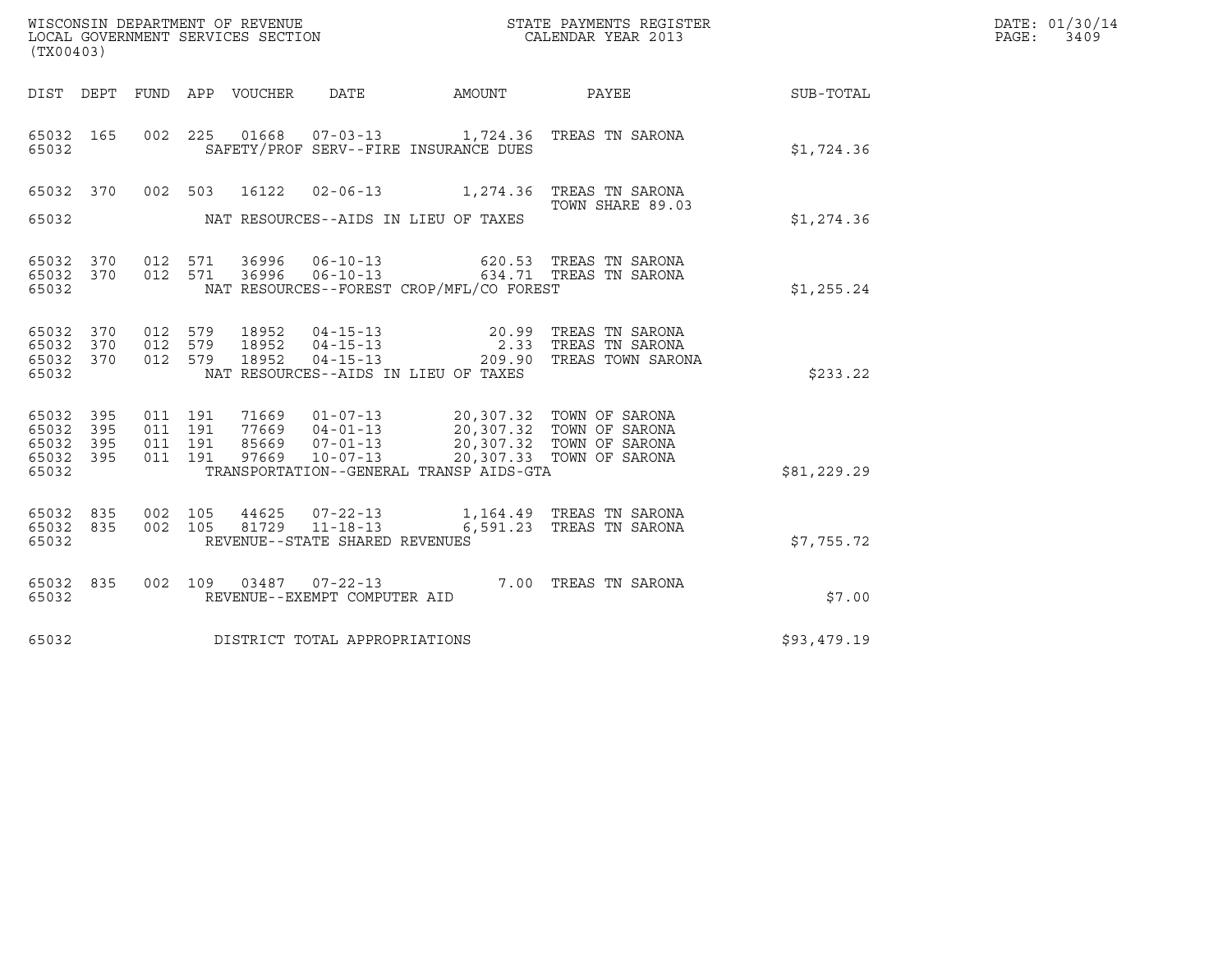WISCONSIN DEPARTMENT OF REVENUE
LOCAL GOVERNMENT SERVICES SECTION
(TX00403)

STATE PAYMENTS REGISTER
CALENDAR YEAR 2013

DATE: 01/30/14
PAGE: 3409

| DIST | DEPT | FUND | APP | VOUCHER | DATE | AMOUNT | PAYEE | SUB-TOTAL |
|---|---|---|---|---|---|---|---|---|
| 65032 | 165 | 002 | 225 | 01668 | 07-03-13 | 1,724.36 | TREAS TN SARONA | |
| 65032 | | | | | SAFETY/PROF SERV--FIRE INSURANCE DUES | | | $1,724.36 |
| 65032 | 370 | 002 | 503 | 16122 | 02-06-13 | 1,274.36 | TREAS TN SARONA TOWN SHARE 89.03 | |
| 65032 | | | | | NAT RESOURCES--AIDS IN LIEU OF TAXES | | | $1,274.36 |
| 65032 | 370 | 012 | 571 | 36996 | 06-10-13 | 620.53 | TREAS TN SARONA | |
| 65032 | 370 | 012 | 571 | 36996 | 06-10-13 | 634.71 | TREAS TN SARONA | |
| 65032 | | | | | NAT RESOURCES--FOREST CROP/MFL/CO FOREST | | | $1,255.24 |
| 65032 | 370 | 012 | 579 | 18952 | 04-15-13 | 20.99 | TREAS TN SARONA | |
| 65032 | 370 | 012 | 579 | 18952 | 04-15-13 | 2.33 | TREAS TN SARONA | |
| 65032 | 370 | 012 | 579 | 18952 | 04-15-13 | 209.90 | TREAS TOWN SARONA | |
| 65032 | | | | | NAT RESOURCES--AIDS IN LIEU OF TAXES | | | $233.22 |
| 65032 | 395 | 011 | 191 | 71669 | 01-07-13 | 20,307.32 | TOWN OF SARONA | |
| 65032 | 395 | 011 | 191 | 77669 | 04-01-13 | 20,307.32 | TOWN OF SARONA | |
| 65032 | 395 | 011 | 191 | 85669 | 07-01-13 | 20,307.32 | TOWN OF SARONA | |
| 65032 | 395 | 011 | 191 | 97669 | 10-07-13 | 20,307.33 | TOWN OF SARONA | |
| 65032 | | | | | TRANSPORTATION--GENERAL TRANSP AIDS-GTA | | | $81,229.29 |
| 65032 | 835 | 002 | 105 | 44625 | 07-22-13 | 1,164.49 | TREAS TN SARONA | |
| 65032 | 835 | 002 | 105 | 81729 | 11-18-13 | 6,591.23 | TREAS TN SARONA | |
| 65032 | | | | | REVENUE--STATE SHARED REVENUES | | | $7,755.72 |
| 65032 | 835 | 002 | 109 | 03487 | 07-22-13 | 7.00 | TREAS TN SARONA | |
| 65032 | | | | | REVENUE--EXEMPT COMPUTER AID | | | $7.00 |
| 65032 | | | | | DISTRICT TOTAL APPROPRIATIONS | | | $93,479.19 |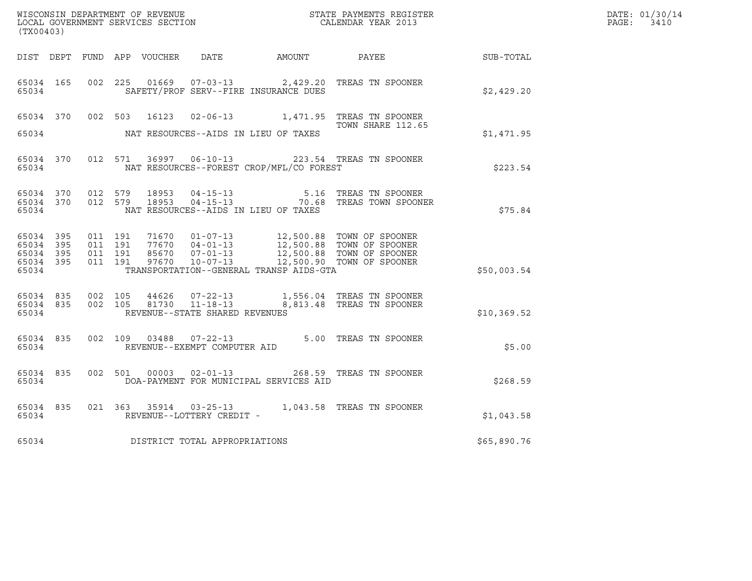WISCONSIN DEPARTMENT OF REVENUE
LOCAL GOVERNMENT SERVICES SECTION
(TX00403)

STATE PAYMENTS REGISTER
CALENDAR YEAR 2013

DATE: 01/30/14
PAGE: 3410

| DIST | DEPT | FUND | APP | VOUCHER | DATE | AMOUNT | PAYEE | SUB-TOTAL |
|---|---|---|---|---|---|---|---|---|
| 65034 | 165 | 002 | 225 | 01669 | 07-03-13 | 2,429.20 | TREAS TN SPOONER | |
| 65034 | | | | SAFETY/PROF SERV--FIRE INSURANCE DUES | | | | $2,429.20 |
| 65034 | 370 | 002 | 503 | 16123 | 02-06-13 | 1,471.95 | TREAS TN SPOONER TOWN SHARE 112.65 | |
| 65034 | | | | NAT RESOURCES--AIDS IN LIEU OF TAXES | | | | $1,471.95 |
| 65034 | 370 | 012 | 571 | 36997 | 06-10-13 | 223.54 | TREAS TN SPOONER | |
| 65034 | | | | NAT RESOURCES--FOREST CROP/MFL/CO FOREST | | | | $223.54 |
| 65034 | 370 | 012 | 579 | 18953 | 04-15-13 | 5.16 | TREAS TN SPOONER | |
| 65034 | 370 | 012 | 579 | 18953 | 04-15-13 | 70.68 | TREAS TOWN SPOONER | |
| 65034 | | | | NAT RESOURCES--AIDS IN LIEU OF TAXES | | | | $75.84 |
| 65034 | 395 | 011 | 191 | 71670 | 01-07-13 | 12,500.88 | TOWN OF SPOONER | |
| 65034 | 395 | 011 | 191 | 77670 | 04-01-13 | 12,500.88 | TOWN OF SPOONER | |
| 65034 | 395 | 011 | 191 | 85670 | 07-01-13 | 12,500.88 | TOWN OF SPOONER | |
| 65034 | 395 | 011 | 191 | 97670 | 10-07-13 | 12,500.90 | TOWN OF SPOONER | |
| 65034 | | | | TRANSPORTATION--GENERAL TRANSP AIDS-GTA | | | | $50,003.54 |
| 65034 | 835 | 002 | 105 | 44626 | 07-22-13 | 1,556.04 | TREAS TN SPOONER | |
| 65034 | 835 | 002 | 105 | 81730 | 11-18-13 | 8,813.48 | TREAS TN SPOONER | |
| 65034 | | | | REVENUE--STATE SHARED REVENUES | | | | $10,369.52 |
| 65034 | 835 | 002 | 109 | 03488 | 07-22-13 | 5.00 | TREAS TN SPOONER | |
| 65034 | | | | REVENUE--EXEMPT COMPUTER AID | | | | $5.00 |
| 65034 | 835 | 002 | 501 | 00003 | 02-01-13 | 268.59 | TREAS TN SPOONER | |
| 65034 | | | | DOA-PAYMENT FOR MUNICIPAL SERVICES AID | | | | $268.59 |
| 65034 | 835 | 021 | 363 | 35914 | 03-25-13 | 1,043.58 | TREAS TN SPOONER | |
| 65034 | | | | REVENUE--LOTTERY CREDIT - | | | | $1,043.58 |
| 65034 | | | | DISTRICT TOTAL APPROPRIATIONS | | | | $65,890.76 |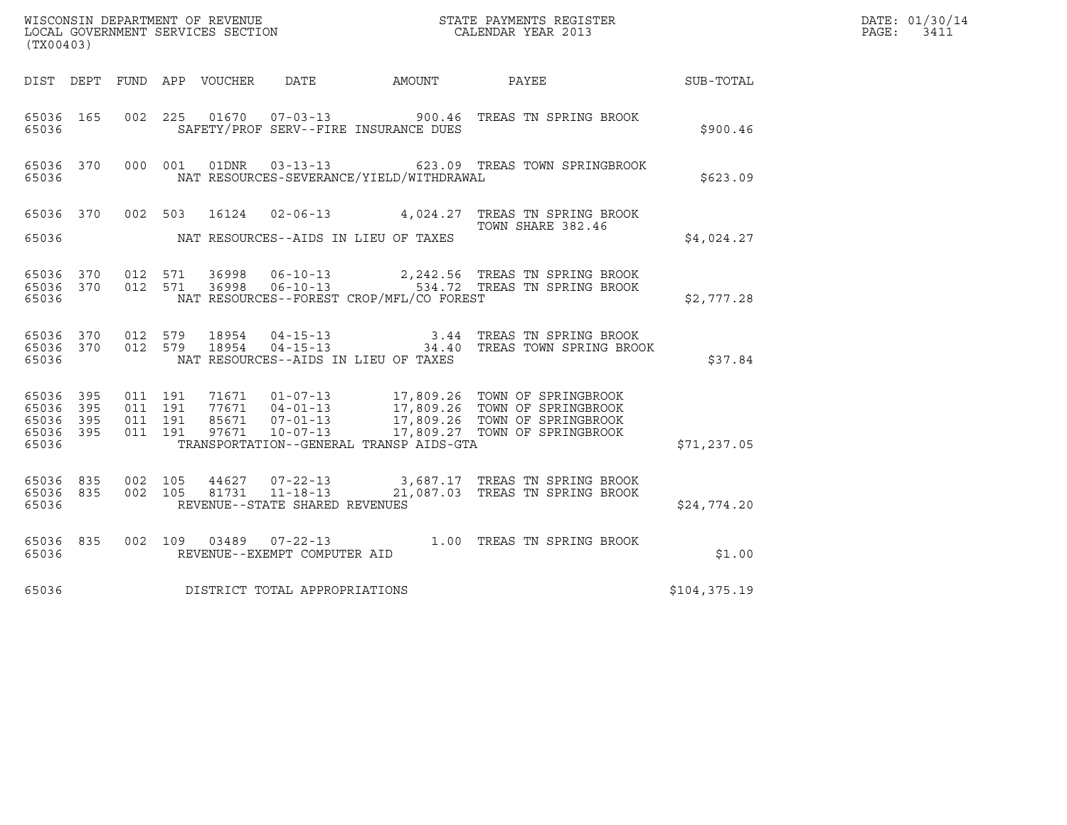WISCONSIN DEPARTMENT OF REVENUE
LOCAL GOVERNMENT SERVICES SECTION
(TX00403)

STATE PAYMENTS REGISTER
CALENDAR YEAR 2013

DATE: 01/30/14
PAGE: 3411

| DIST | DEPT | FUND | APP | VOUCHER | DATE | AMOUNT | PAYEE | SUB-TOTAL |
|---|---|---|---|---|---|---|---|---|
| 65036 | 165 | 002 | 225 | 01670 | 07-03-13 | 900.46 | TREAS TN SPRING BROOK | |
| 65036 | | | | SAFETY/PROF SERV--FIRE INSURANCE DUES | | | | $900.46 |
| 65036 | 370 | 000 | 001 | 01DNR | 03-13-13 | 623.09 | TREAS TOWN SPRINGBROOK | |
| 65036 | | | | NAT RESOURCES-SEVERANCE/YIELD/WITHDRAWAL | | | | $623.09 |
| 65036 | 370 | 002 | 503 | 16124 | 02-06-13 | 4,024.27 | TREAS TN SPRING BROOK<br>TOWN SHARE 382.46 | |
| 65036 | | | | NAT RESOURCES--AIDS IN LIEU OF TAXES | | | | $4,024.27 |
| 65036 | 370 | 012 | 571 | 36998 | 06-10-13 | 2,242.56 | TREAS TN SPRING BROOK | |
| 65036 | 370 | 012 | 571 | 36998 | 06-10-13 | 534.72 | TREAS TN SPRING BROOK | |
| 65036 | | | | NAT RESOURCES--FOREST CROP/MFL/CO FOREST | | | | $2,777.28 |
| 65036 | 370 | 012 | 579 | 18954 | 04-15-13 | 3.44 | TREAS TN SPRING BROOK | |
| 65036 | 370 | 012 | 579 | 18954 | 04-15-13 | 34.40 | TREAS TOWN SPRING BROOK | |
| 65036 | | | | NAT RESOURCES--AIDS IN LIEU OF TAXES | | | | $37.84 |
| 65036 | 395 | 011 | 191 | 71671 | 01-07-13 | 17,809.26 | TOWN OF SPRINGBROOK | |
| 65036 | 395 | 011 | 191 | 77671 | 04-01-13 | 17,809.26 | TOWN OF SPRINGBROOK | |
| 65036 | 395 | 011 | 191 | 85671 | 07-01-13 | 17,809.26 | TOWN OF SPRINGBROOK | |
| 65036 | 395 | 011 | 191 | 97671 | 10-07-13 | 17,809.27 | TOWN OF SPRINGBROOK | |
| 65036 | | | | TRANSPORTATION--GENERAL TRANSP AIDS-GTA | | | | $71,237.05 |
| 65036 | 835 | 002 | 105 | 44627 | 07-22-13 | 3,687.17 | TREAS TN SPRING BROOK | |
| 65036 | 835 | 002 | 105 | 81731 | 11-18-13 | 21,087.03 | TREAS TN SPRING BROOK | |
| 65036 | | | | REVENUE--STATE SHARED REVENUES | | | | $24,774.20 |
| 65036 | 835 | 002 | 109 | 03489 | 07-22-13 | 1.00 | TREAS TN SPRING BROOK | |
| 65036 | | | | REVENUE--EXEMPT COMPUTER AID | | | | $1.00 |
| 65036 | | | | DISTRICT TOTAL APPROPRIATIONS | | | | $104,375.19 |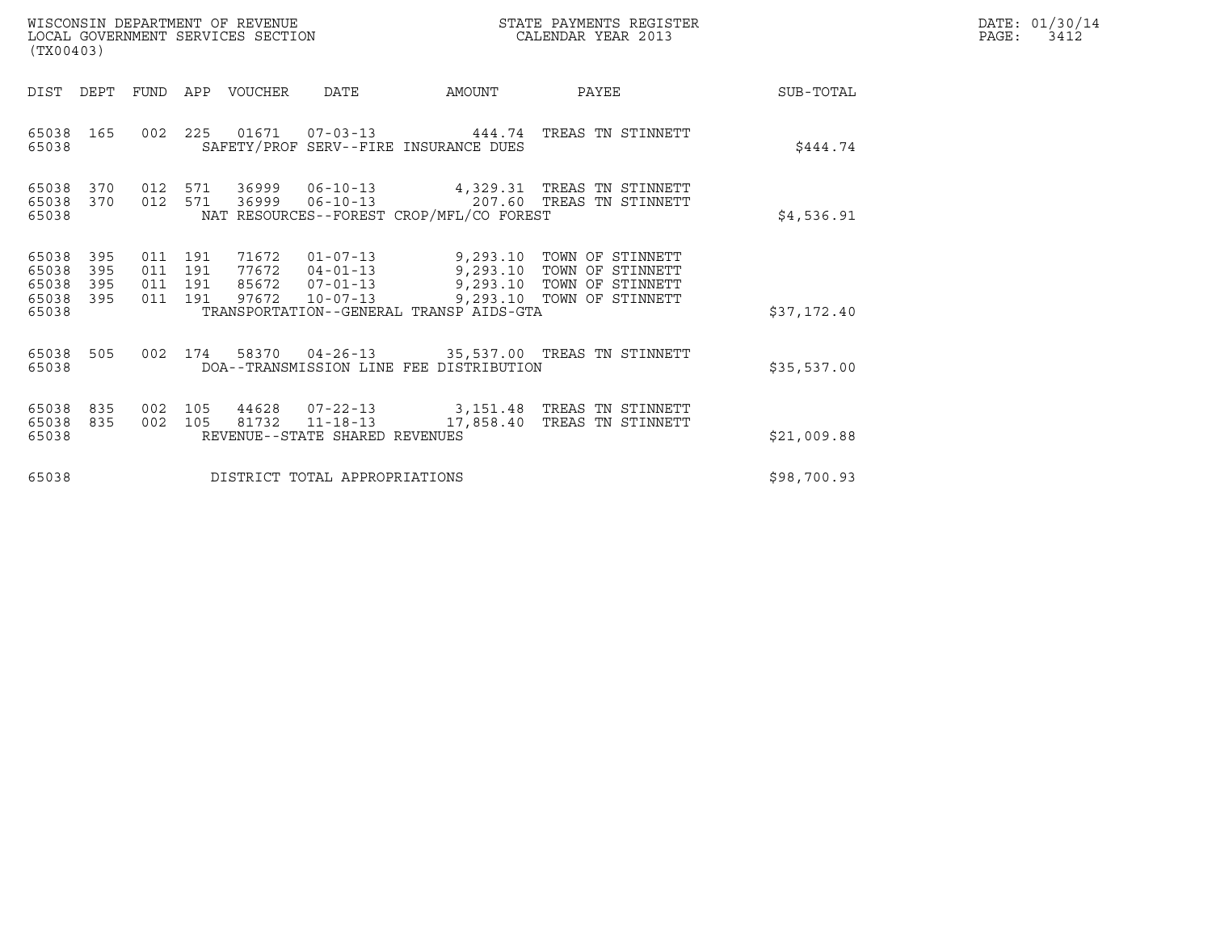WISCONSIN DEPARTMENT OF REVENUE
LOCAL GOVERNMENT SERVICES SECTION
(TX00403)

STATE PAYMENTS REGISTER
CALENDAR YEAR 2013

DATE: 01/30/14

| DIST | DEPT | FUND | APP | VOUCHER | DATE | AMOUNT | PAYEE | SUB-TOTAL |
|---|---|---|---|---|---|---|---|---|
| 65038 | 165 | 002 | 225 | 01671 | 07-03-13 | 444.74 | TREAS TN STINNETT | |
| 65038 | | | | SAFETY/PROF SERV--FIRE INSURANCE DUES | | | | $444.74 |
| 65038 | 370 | 012 | 571 | 36999 | 06-10-13 | 4,329.31 | TREAS TN STINNETT | |
| 65038 | 370 | 012 | 571 | 36999 | 06-10-13 | 207.60 | TREAS TN STINNETT | |
| 65038 | | | | NAT RESOURCES--FOREST CROP/MFL/CO FOREST | | | | $4,536.91 |
| 65038 | 395 | 011 | 191 | 71672 | 01-07-13 | 9,293.10 | TOWN OF STINNETT | |
| 65038 | 395 | 011 | 191 | 77672 | 04-01-13 | 9,293.10 | TOWN OF STINNETT | |
| 65038 | 395 | 011 | 191 | 85672 | 07-01-13 | 9,293.10 | TOWN OF STINNETT | |
| 65038 | 395 | 011 | 191 | 97672 | 10-07-13 | 9,293.10 | TOWN OF STINNETT | |
| 65038 | | | | TRANSPORTATION--GENERAL TRANSP AIDS-GTA | | | | $37,172.40 |
| 65038 | 505 | 002 | 174 | 58370 | 04-26-13 | 35,537.00 | TREAS TN STINNETT | |
| 65038 | | | | DOA--TRANSMISSION LINE FEE DISTRIBUTION | | | | $35,537.00 |
| 65038 | 835 | 002 | 105 | 44628 | 07-22-13 | 3,151.48 | TREAS TN STINNETT | |
| 65038 | 835 | 002 | 105 | 81732 | 11-18-13 | 17,858.40 | TREAS TN STINNETT | |
| 65038 | | | | REVENUE--STATE SHARED REVENUES | | | | $21,009.88 |
| 65038 | | | | DISTRICT TOTAL APPROPRIATIONS | | | | $98,700.93 |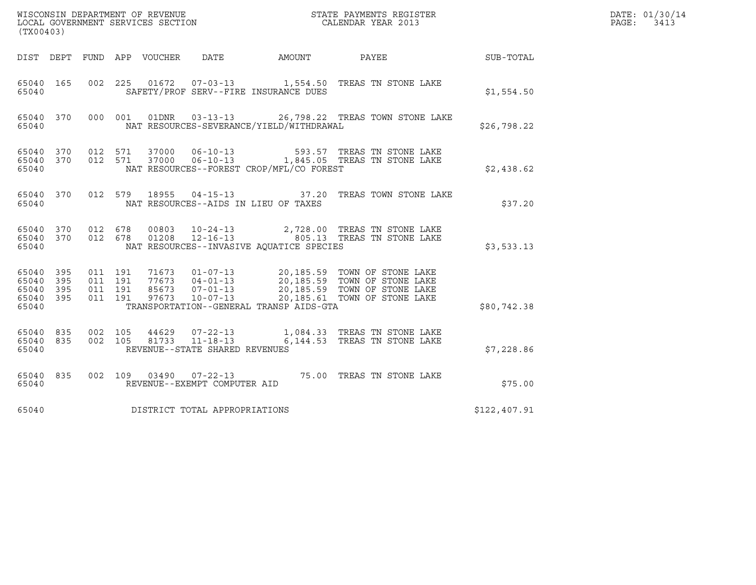WISCONSIN DEPARTMENT OF REVENUE
LOCAL GOVERNMENT SERVICES SECTION
(TX00403)

STATE PAYMENTS REGISTER
CALENDAR YEAR 2013

DATE: 01/30/14
PAGE: 3413

| DIST | DEPT | FUND | APP | VOUCHER | DATE | AMOUNT | PAYEE | SUB-TOTAL |
|---|---|---|---|---|---|---|---|---|
| 65040 | 165 | 002 | 225 | 01672 | 07-03-13 | 1,554.50 | TREAS TN STONE LAKE | |
| 65040 | | | | | SAFETY/PROF SERV--FIRE INSURANCE DUES | | | $1,554.50 |
| 65040 | 370 | 000 | 001 | 01DNR | 03-13-13 | 26,798.22 | TREAS TOWN STONE LAKE | |
| 65040 | | | | | NAT RESOURCES-SEVERANCE/YIELD/WITHDRAWAL | | | $26,798.22 |
| 65040 | 370 | 012 | 571 | 37000 | 06-10-13 | 593.57 | TREAS TN STONE LAKE | |
| 65040 | 370 | 012 | 571 | 37000 | 06-10-13 | 1,845.05 | TREAS TN STONE LAKE | |
| 65040 | | | | | NAT RESOURCES--FOREST CROP/MFL/CO FOREST | | | $2,438.62 |
| 65040 | 370 | 012 | 579 | 18955 | 04-15-13 | 37.20 | TREAS TOWN STONE LAKE | |
| 65040 | | | | | NAT RESOURCES--AIDS IN LIEU OF TAXES | | | $37.20 |
| 65040 | 370 | 012 | 678 | 00803 | 10-24-13 | 2,728.00 | TREAS TN STONE LAKE | |
| 65040 | 370 | 012 | 678 | 01208 | 12-16-13 | 805.13 | TREAS TN STONE LAKE | |
| 65040 | | | | | NAT RESOURCES--INVASIVE AQUATICE SPECIES | | | $3,533.13 |
| 65040 | 395 | 011 | 191 | 71673 | 01-07-13 | 20,185.59 | TOWN OF STONE LAKE | |
| 65040 | 395 | 011 | 191 | 77673 | 04-01-13 | 20,185.59 | TOWN OF STONE LAKE | |
| 65040 | 395 | 011 | 191 | 85673 | 07-01-13 | 20,185.59 | TOWN OF STONE LAKE | |
| 65040 | 395 | 011 | 191 | 97673 | 10-07-13 | 20,185.61 | TOWN OF STONE LAKE | |
| 65040 | | | | | TRANSPORTATION--GENERAL TRANSP AIDS-GTA | | | $80,742.38 |
| 65040 | 835 | 002 | 105 | 44629 | 07-22-13 | 1,084.33 | TREAS TN STONE LAKE | |
| 65040 | 835 | 002 | 105 | 81733 | 11-18-13 | 6,144.53 | TREAS TN STONE LAKE | |
| 65040 | | | | | REVENUE--STATE SHARED REVENUES | | | $7,228.86 |
| 65040 | 835 | 002 | 109 | 03490 | 07-22-13 | 75.00 | TREAS TN STONE LAKE | |
| 65040 | | | | | REVENUE--EXEMPT COMPUTER AID | | | $75.00 |
| 65040 | | | | | DISTRICT TOTAL APPROPRIATIONS | | | $122,407.91 |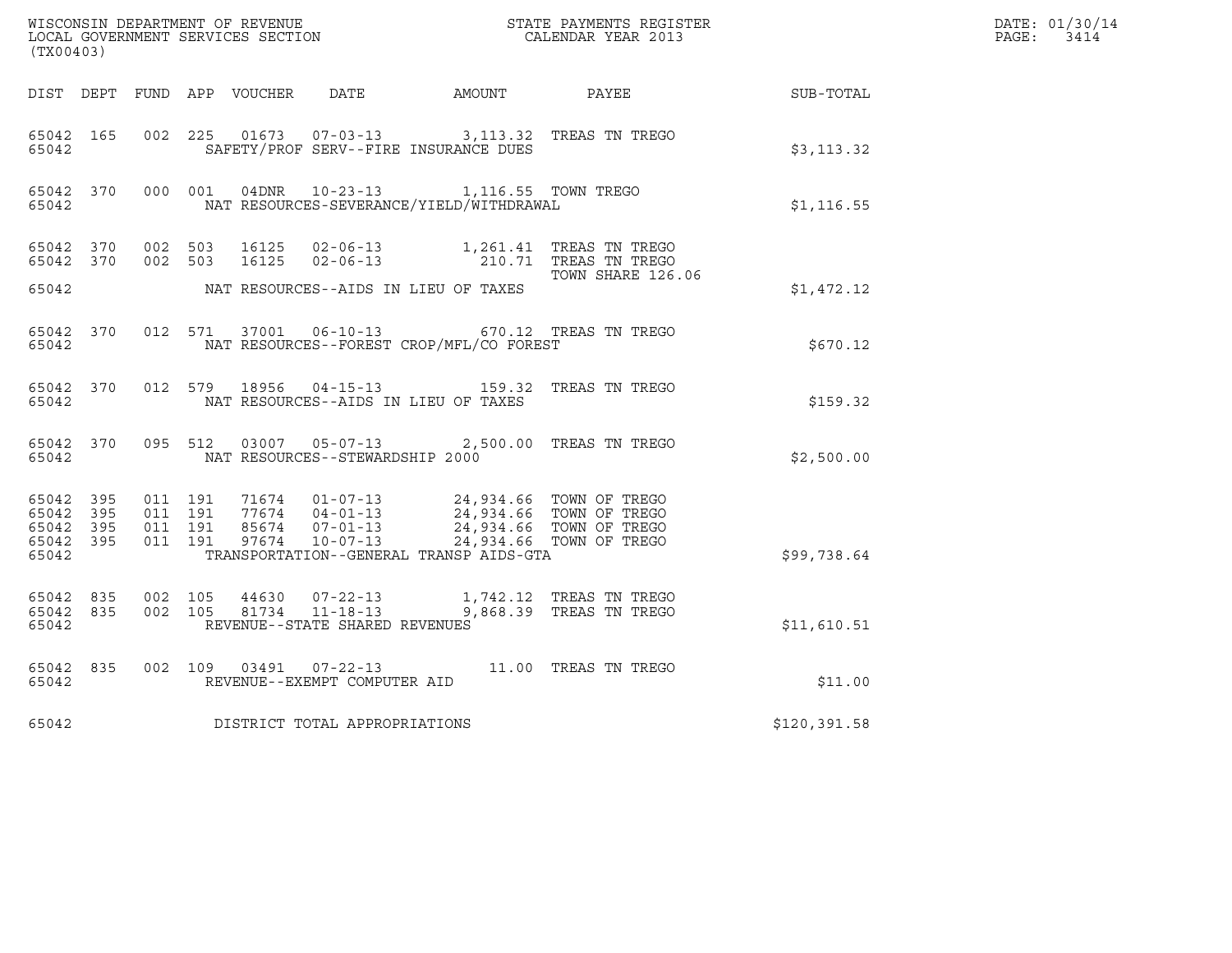WISCONSIN DEPARTMENT OF REVENUE
LOCAL GOVERNMENT SERVICES SECTION
(TX00403)

STATE PAYMENTS REGISTER
CALENDAR YEAR 2013

DATE: 01/30/14
PAGE: 3414

| DIST | DEPT | FUND | APP | VOUCHER | DATE | AMOUNT | PAYEE | SUB-TOTAL |
|---|---|---|---|---|---|---|---|---|
| 65042 | 165 | 002 | 225 | 01673 | 07-03-13 | 3,113.32 | TREAS TN TREGO | |
| 65042 | | | | | SAFETY/PROF SERV--FIRE INSURANCE DUES | | | $3,113.32 |
| 65042 | 370 | 000 | 001 | 04DNR | 10-23-13 | 1,116.55 | TOWN TREGO | |
| 65042 | | | | | NAT RESOURCES-SEVERANCE/YIELD/WITHDRAWAL | | | $1,116.55 |
| 65042 | 370 | 002 | 503 | 16125 | 02-06-13 | 1,261.41 | TREAS TN TREGO | |
| 65042 | 370 | 002 | 503 | 16125 | 02-06-13 | 210.71 | TREAS TN TREGO<br>TOWN SHARE 126.06 | |
| 65042 | | | | | NAT RESOURCES--AIDS IN LIEU OF TAXES | | | $1,472.12 |
| 65042 | 370 | 012 | 571 | 37001 | 06-10-13 | 670.12 | TREAS TN TREGO | |
| 65042 | | | | | NAT RESOURCES--FOREST CROP/MFL/CO FOREST | | | $670.12 |
| 65042 | 370 | 012 | 579 | 18956 | 04-15-13 | 159.32 | TREAS TN TREGO | |
| 65042 | | | | | NAT RESOURCES--AIDS IN LIEU OF TAXES | | | $159.32 |
| 65042 | 370 | 095 | 512 | 03007 | 05-07-13 | 2,500.00 | TREAS TN TREGO | |
| 65042 | | | | | NAT RESOURCES--STEWARDSHIP 2000 | | | $2,500.00 |
| 65042 | 395 | 011 | 191 | 71674 | 01-07-13 | 24,934.66 | TOWN OF TREGO | |
| 65042 | 395 | 011 | 191 | 77674 | 04-01-13 | 24,934.66 | TOWN OF TREGO | |
| 65042 | 395 | 011 | 191 | 85674 | 07-01-13 | 24,934.66 | TOWN OF TREGO | |
| 65042 | 395 | 011 | 191 | 97674 | 10-07-13 | 24,934.66 | TOWN OF TREGO | |
| 65042 | | | | | TRANSPORTATION--GENERAL TRANSP AIDS-GTA | | | $99,738.64 |
| 65042 | 835 | 002 | 105 | 44630 | 07-22-13 | 1,742.12 | TREAS TN TREGO | |
| 65042 | 835 | 002 | 105 | 81734 | 11-18-13 | 9,868.39 | TREAS TN TREGO | |
| 65042 | | | | | REVENUE--STATE SHARED REVENUES | | | $11,610.51 |
| 65042 | 835 | 002 | 109 | 03491 | 07-22-13 | 11.00 | TREAS TN TREGO | |
| 65042 | | | | | REVENUE--EXEMPT COMPUTER AID | | | $11.00 |
| 65042 | | | | | DISTRICT TOTAL APPROPRIATIONS | | | $120,391.58 |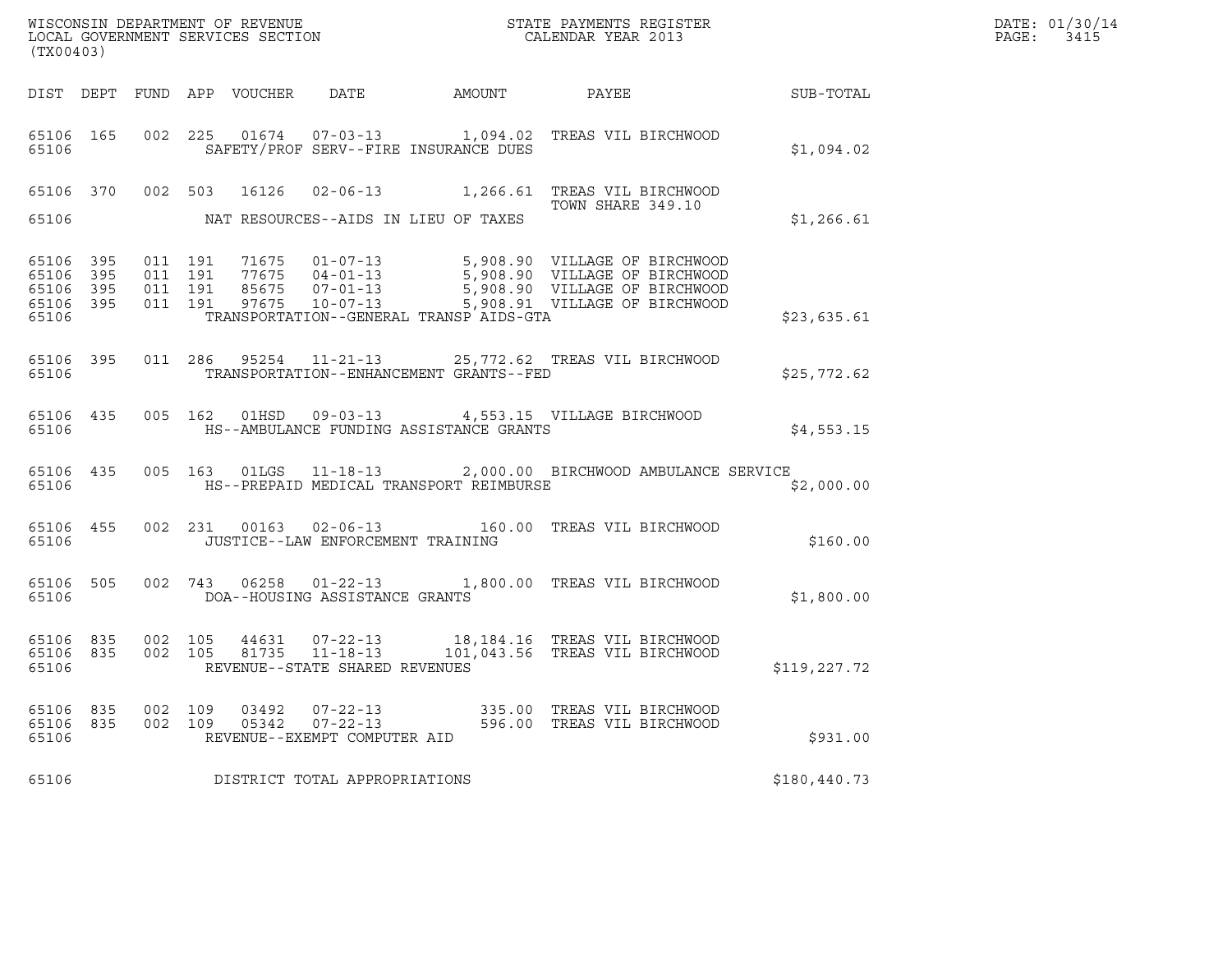WISCONSIN DEPARTMENT OF REVENUE
LOCAL GOVERNMENT SERVICES SECTION
(TX00403)

STATE PAYMENTS REGISTER
CALENDAR YEAR 2013

DATE: 01/30/14
PAGE: 3415

| DIST | DEPT | FUND | APP | VOUCHER | DATE | AMOUNT | PAYEE | SUB-TOTAL |
|---|---|---|---|---|---|---|---|---|
| 65106 | 165 | 002 | 225 | 01674 | 07-03-13 | 1,094.02 | TREAS VIL BIRCHWOOD | |
| 65106 | | | | | SAFETY/PROF SERV--FIRE INSURANCE DUES | | | $1,094.02 |
| 65106 | 370 | 002 | 503 | 16126 | 02-06-13 | 1,266.61 | TREAS VIL BIRCHWOOD TOWN SHARE 349.10 | |
| 65106 | | | | | NAT RESOURCES--AIDS IN LIEU OF TAXES | | | $1,266.61 |
| 65106 | 395 | 011 | 191 | 71675 | 01-07-13 | 5,908.90 | VILLAGE OF BIRCHWOOD | |
| 65106 | 395 | 011 | 191 | 77675 | 04-01-13 | 5,908.90 | VILLAGE OF BIRCHWOOD | |
| 65106 | 395 | 011 | 191 | 85675 | 07-01-13 | 5,908.90 | VILLAGE OF BIRCHWOOD | |
| 65106 | 395 | 011 | 191 | 97675 | 10-07-13 | 5,908.91 | VILLAGE OF BIRCHWOOD | |
| 65106 | | | | | TRANSPORTATION--GENERAL TRANSP AIDS-GTA | | | $23,635.61 |
| 65106 | 395 | 011 | 286 | 95254 | 11-21-13 | 25,772.62 | TREAS VIL BIRCHWOOD | |
| 65106 | | | | | TRANSPORTATION--ENHANCEMENT GRANTS--FED | | | $25,772.62 |
| 65106 | 435 | 005 | 162 | 01HSD | 09-03-13 | 4,553.15 | VILLAGE BIRCHWOOD | |
| 65106 | | | | | HS--AMBULANCE FUNDING ASSISTANCE GRANTS | | | $4,553.15 |
| 65106 | 435 | 005 | 163 | 01LGS | 11-18-13 | 2,000.00 | BIRCHWOOD AMBULANCE SERVICE | |
| 65106 | | | | | HS--PREPAID MEDICAL TRANSPORT REIMBURSE | | | $2,000.00 |
| 65106 | 455 | 002 | 231 | 00163 | 02-06-13 | 160.00 | TREAS VIL BIRCHWOOD | |
| 65106 | | | | | JUSTICE--LAW ENFORCEMENT TRAINING | | | $160.00 |
| 65106 | 505 | 002 | 743 | 06258 | 01-22-13 | 1,800.00 | TREAS VIL BIRCHWOOD | |
| 65106 | | | | | DOA--HOUSING ASSISTANCE GRANTS | | | $1,800.00 |
| 65106 | 835 | 002 | 105 | 44631 | 07-22-13 | 18,184.16 | TREAS VIL BIRCHWOOD | |
| 65106 | 835 | 002 | 105 | 81735 | 11-18-13 | 101,043.56 | TREAS VIL BIRCHWOOD | |
| 65106 | | | | | REVENUE--STATE SHARED REVENUES | | | $119,227.72 |
| 65106 | 835 | 002 | 109 | 03492 | 07-22-13 | 335.00 | TREAS VIL BIRCHWOOD | |
| 65106 | 835 | 002 | 109 | 05342 | 07-22-13 | 596.00 | TREAS VIL BIRCHWOOD | |
| 65106 | | | | | REVENUE--EXEMPT COMPUTER AID | | | $931.00 |
| 65106 | | | | | DISTRICT TOTAL APPROPRIATIONS | | | $180,440.73 |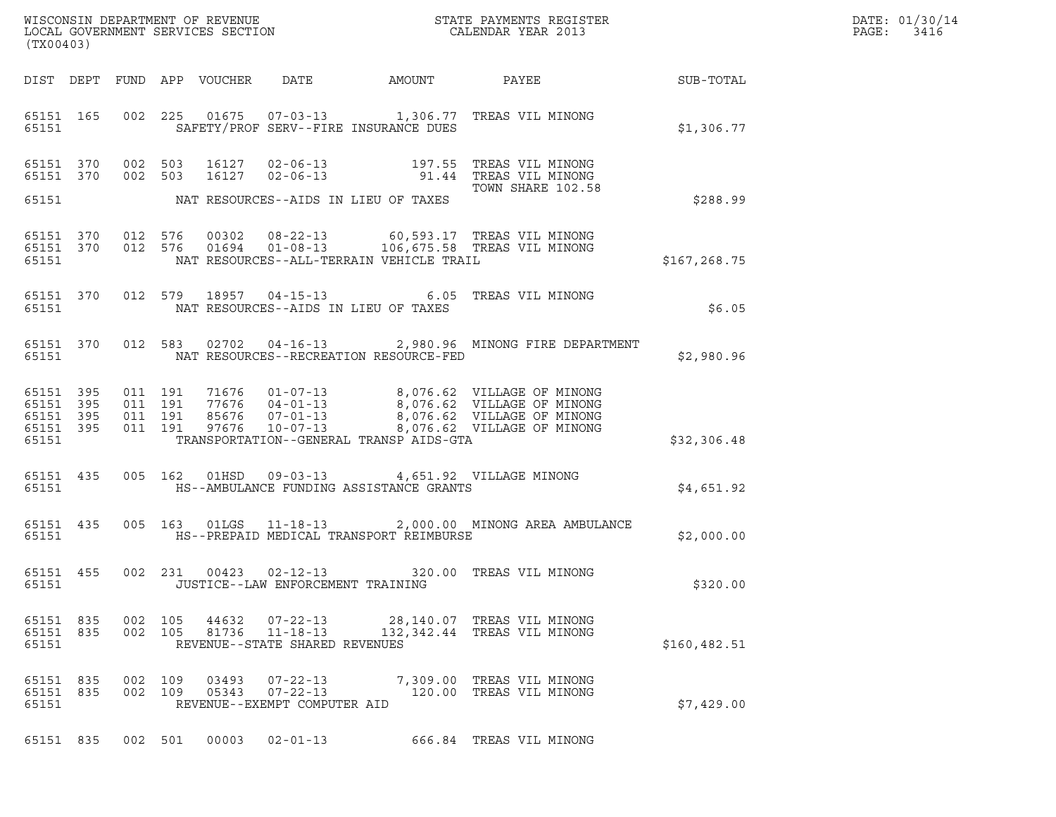WISCONSIN DEPARTMENT OF REVENUE
LOCAL GOVERNMENT SERVICES SECTION
(TX00403)

STATE PAYMENTS REGISTER
CALENDAR YEAR 2013

DATE: 01/30/14
PAGE: 3416

| DIST | DEPT | FUND | APP | VOUCHER | DATE | AMOUNT | PAYEE | SUB-TOTAL |
|---|---|---|---|---|---|---|---|---|
| 65151 | 165 | 002 | 225 | 01675 | 07-03-13 | 1,306.77 | TREAS VIL MINONG | |
| 65151 | | | | | SAFETY/PROF SERV--FIRE INSURANCE DUES | | | $1,306.77 |
| 65151 | 370 | 002 | 503 | 16127 | 02-06-13 | 197.55 | TREAS VIL MINONG | |
| 65151 | 370 | 002 | 503 | 16127 | 02-06-13 | 91.44 | TREAS VIL MINONG | |
| | | | | | | | TOWN SHARE 102.58 | |
| 65151 | | | | | NAT RESOURCES--AIDS IN LIEU OF TAXES | | | $288.99 |
| 65151 | 370 | 012 | 576 | 00302 | 08-22-13 | 60,593.17 | TREAS VIL MINONG | |
| 65151 | 370 | 012 | 576 | 01694 | 01-08-13 | 106,675.58 | TREAS VIL MINONG | |
| 65151 | | | | | NAT RESOURCES--ALL-TERRAIN VEHICLE TRAIL | | | $167,268.75 |
| 65151 | 370 | 012 | 579 | 18957 | 04-15-13 | 6.05 | TREAS VIL MINONG | |
| 65151 | | | | | NAT RESOURCES--AIDS IN LIEU OF TAXES | | | $6.05 |
| 65151 | 370 | 012 | 583 | 02702 | 04-16-13 | 2,980.96 | MINONG FIRE DEPARTMENT | |
| 65151 | | | | | NAT RESOURCES--RECREATION RESOURCE-FED | | | $2,980.96 |
| 65151 | 395 | 011 | 191 | 71676 | 01-07-13 | 8,076.62 | VILLAGE OF MINONG | |
| 65151 | 395 | 011 | 191 | 77676 | 04-01-13 | 8,076.62 | VILLAGE OF MINONG | |
| 65151 | 395 | 011 | 191 | 85676 | 07-01-13 | 8,076.62 | VILLAGE OF MINONG | |
| 65151 | 395 | 011 | 191 | 97676 | 10-07-13 | 8,076.62 | VILLAGE OF MINONG | |
| 65151 | | | | | TRANSPORTATION--GENERAL TRANSP AIDS-GTA | | | $32,306.48 |
| 65151 | 435 | 005 | 162 | 01HSD | 09-03-13 | 4,651.92 | VILLAGE MINONG | |
| 65151 | | | | | HS--AMBULANCE FUNDING ASSISTANCE GRANTS | | | $4,651.92 |
| 65151 | 435 | 005 | 163 | 01LGS | 11-18-13 | 2,000.00 | MINONG AREA AMBULANCE | |
| 65151 | | | | | HS--PREPAID MEDICAL TRANSPORT REIMBURSE | | | $2,000.00 |
| 65151 | 455 | 002 | 231 | 00423 | 02-12-13 | 320.00 | TREAS VIL MINONG | |
| 65151 | | | | | JUSTICE--LAW ENFORCEMENT TRAINING | | | $320.00 |
| 65151 | 835 | 002 | 105 | 44632 | 07-22-13 | 28,140.07 | TREAS VIL MINONG | |
| 65151 | 835 | 002 | 105 | 81736 | 11-18-13 | 132,342.44 | TREAS VIL MINONG | |
| 65151 | | | | | REVENUE--STATE SHARED REVENUES | | | $160,482.51 |
| 65151 | 835 | 002 | 109 | 03493 | 07-22-13 | 7,309.00 | TREAS VIL MINONG | |
| 65151 | 835 | 002 | 109 | 05343 | 07-22-13 | 120.00 | TREAS VIL MINONG | |
| 65151 | | | | | REVENUE--EXEMPT COMPUTER AID | | | $7,429.00 |
| 65151 | 835 | 002 | 501 | 00003 | 02-01-13 | 666.84 | TREAS VIL MINONG | |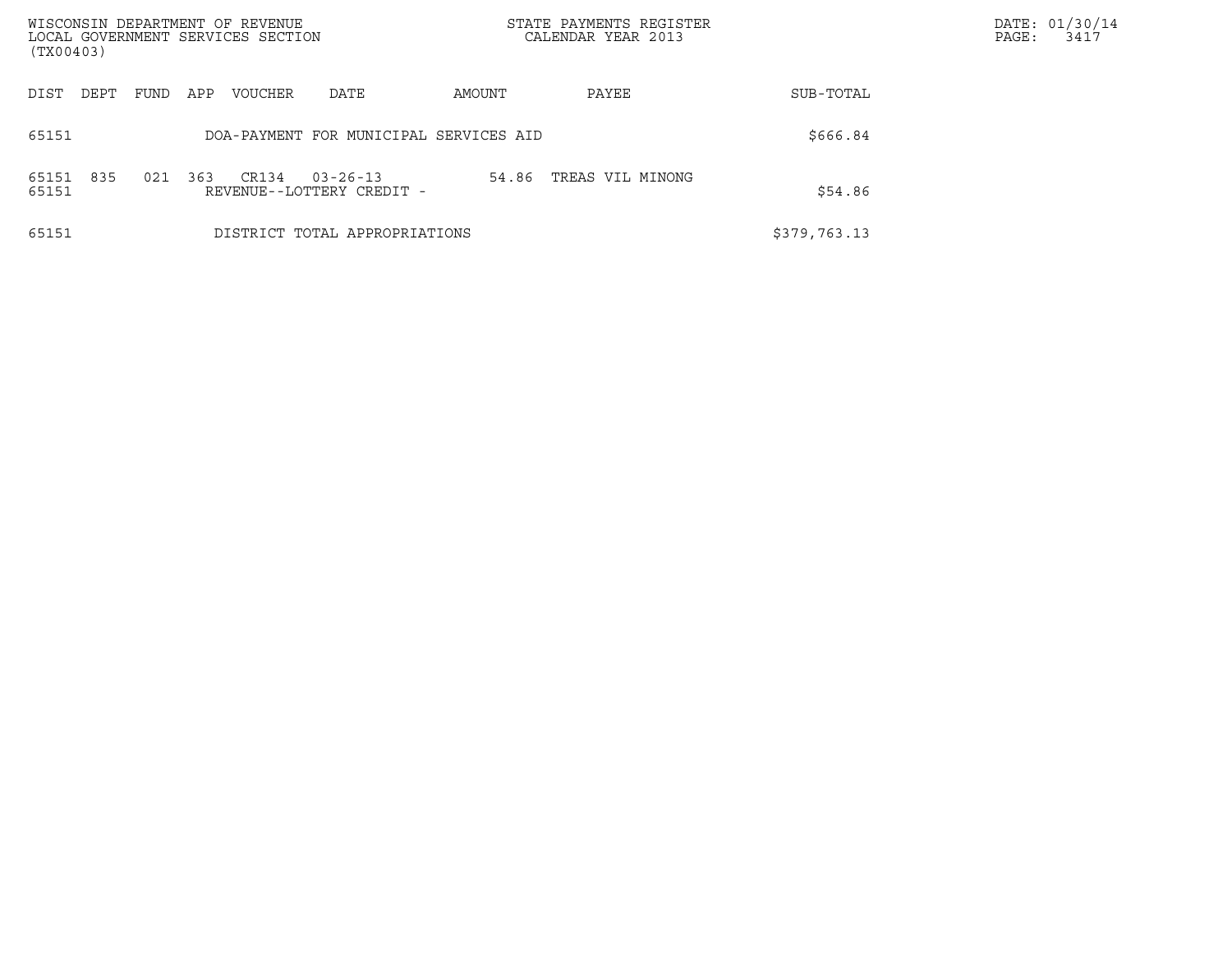| DIST | DEPT | FUND | APP | VOUCHER | DATE | AMOUNT | PAYEE | SUB-TOTAL |
|---|---|---|---|---|---|---|---|---|
| 65151 | | | | DOA-PAYMENT FOR MUNICIPAL SERVICES AID | | | | $666.84 |
| 65151 | 835 | 021 | 363 | CR134 | 03-26-13 | 54.86 | TREAS VIL MINONG | |
| 65151 | | | | REVENUE--LOTTERY CREDIT - | | | | $54.86 |
| 65151 | | | | DISTRICT TOTAL APPROPRIATIONS | | | | $379,763.13 |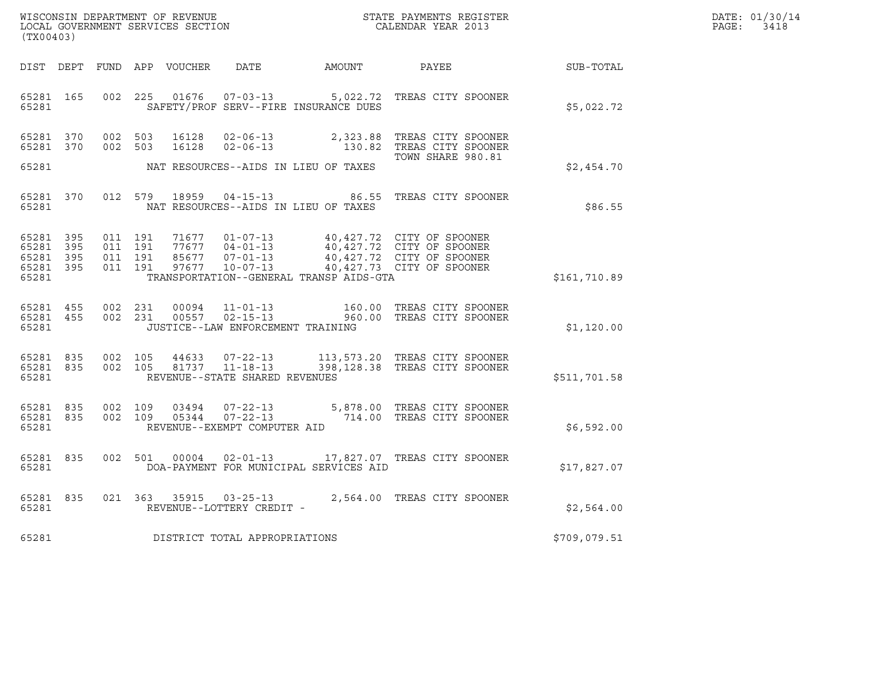WISCONSIN DEPARTMENT OF REVENUE
LOCAL GOVERNMENT SERVICES SECTION
(TX00403)

STATE PAYMENTS REGISTER
CALENDAR YEAR 2013

DATE: 01/30/14
PAGE: 3418

| DIST | DEPT | FUND | APP | VOUCHER | DATE | AMOUNT | PAYEE | SUB-TOTAL |
|---|---|---|---|---|---|---|---|---|
| 65281 | 165 | 002 | 225 | 01676 | 07-03-13 | 5,022.72 | TREAS CITY SPOONER | |
| 65281 | | | | | SAFETY/PROF SERV--FIRE INSURANCE DUES | | | $5,022.72 |
| 65281 | 370 | 002 | 503 | 16128 | 02-06-13 | 2,323.88 | TREAS CITY SPOONER | |
| 65281 | 370 | 002 | 503 | 16128 | 02-06-13 | 130.82 | TREAS CITY SPOONER TOWN SHARE 980.81 | |
| 65281 | | | | | NAT RESOURCES--AIDS IN LIEU OF TAXES | | | $2,454.70 |
| 65281 | 370 | 012 | 579 | 18959 | 04-15-13 | 86.55 | TREAS CITY SPOONER | |
| 65281 | | | | | NAT RESOURCES--AIDS IN LIEU OF TAXES | | | $86.55 |
| 65281 | 395 | 011 | 191 | 71677 | 01-07-13 | 40,427.72 | CITY OF SPOONER | |
| 65281 | 395 | 011 | 191 | 77677 | 04-01-13 | 40,427.72 | CITY OF SPOONER | |
| 65281 | 395 | 011 | 191 | 85677 | 07-01-13 | 40,427.72 | CITY OF SPOONER | |
| 65281 | 395 | 011 | 191 | 97677 | 10-07-13 | 40,427.73 | CITY OF SPOONER | |
| 65281 | | | | | TRANSPORTATION--GENERAL TRANSP AIDS-GTA | | | $161,710.89 |
| 65281 | 455 | 002 | 231 | 00094 | 11-01-13 | 160.00 | TREAS CITY SPOONER | |
| 65281 | 455 | 002 | 231 | 00557 | 02-15-13 | 960.00 | TREAS CITY SPOONER | |
| 65281 | | | | | JUSTICE--LAW ENFORCEMENT TRAINING | | | $1,120.00 |
| 65281 | 835 | 002 | 105 | 44633 | 07-22-13 | 113,573.20 | TREAS CITY SPOONER | |
| 65281 | 835 | 002 | 105 | 81737 | 11-18-13 | 398,128.38 | TREAS CITY SPOONER | |
| 65281 | | | | | REVENUE--STATE SHARED REVENUES | | | $511,701.58 |
| 65281 | 835 | 002 | 109 | 03494 | 07-22-13 | 5,878.00 | TREAS CITY SPOONER | |
| 65281 | 835 | 002 | 109 | 05344 | 07-22-13 | 714.00 | TREAS CITY SPOONER | |
| 65281 | | | | | REVENUE--EXEMPT COMPUTER AID | | | $6,592.00 |
| 65281 | 835 | 002 | 501 | 00004 | 02-01-13 | 17,827.07 | TREAS CITY SPOONER | |
| 65281 | | | | | DOA-PAYMENT FOR MUNICIPAL SERVICES AID | | | $17,827.07 |
| 65281 | 835 | 021 | 363 | 35915 | 03-25-13 | 2,564.00 | TREAS CITY SPOONER | |
| 65281 | | | | | REVENUE--LOTTERY CREDIT - | | | $2,564.00 |
| 65281 | | | | | DISTRICT TOTAL APPROPRIATIONS | | | $709,079.51 |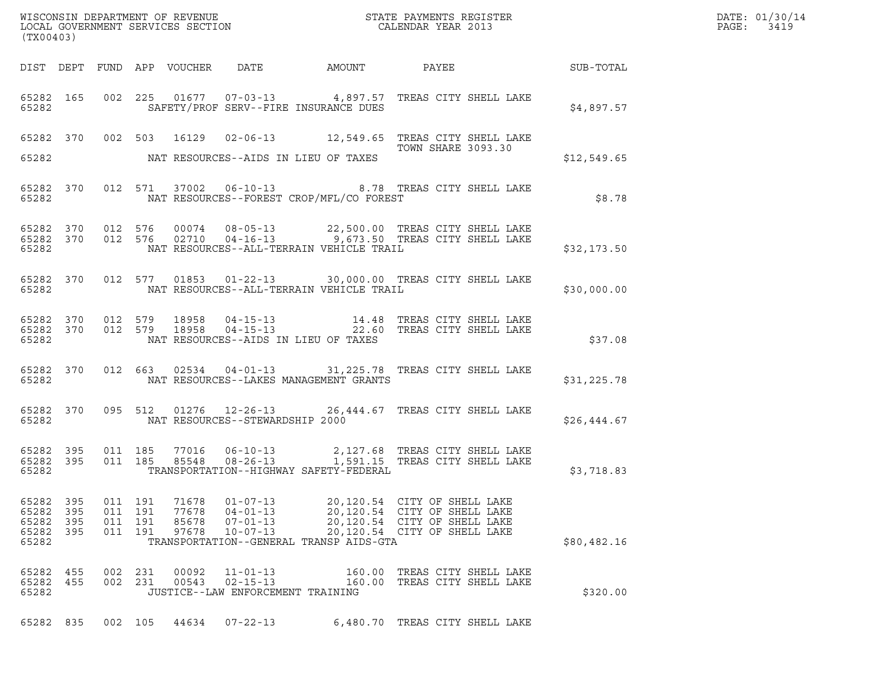WISCONSIN DEPARTMENT OF REVENUE
LOCAL GOVERNMENT SERVICES SECTION
(TX00403)

STATE PAYMENTS REGISTER
CALENDAR YEAR 2013

DATE: 01/30/14
PAGE: 3419

| DIST | DEPT | FUND | APP | VOUCHER | DATE | AMOUNT | PAYEE | SUB-TOTAL |
|---|---|---|---|---|---|---|---|---|
| 65282 | 165 | 002 | 225 | 01677 | 07-03-13 | 4,897.57 | TREAS CITY SHELL LAKE | |
| 65282 | | | | | SAFETY/PROF SERV--FIRE INSURANCE DUES | | | $4,897.57 |
| 65282 | 370 | 002 | 503 | 16129 | 02-06-13 | 12,549.65 | TREAS CITY SHELL LAKE TOWN SHARE 3093.30 | |
| 65282 | | | | | NAT RESOURCES--AIDS IN LIEU OF TAXES | | | $12,549.65 |
| 65282 | 370 | 012 | 571 | 37002 | 06-10-13 | 8.78 | TREAS CITY SHELL LAKE | |
| 65282 | | | | | NAT RESOURCES--FOREST CROP/MFL/CO FOREST | | | $8.78 |
| 65282 | 370 | 012 | 576 | 00074 | 08-05-13 | 22,500.00 | TREAS CITY SHELL LAKE | |
| 65282 | 370 | 012 | 576 | 02710 | 04-16-13 | 9,673.50 | TREAS CITY SHELL LAKE | |
| 65282 | | | | | NAT RESOURCES--ALL-TERRAIN VEHICLE TRAIL | | | $32,173.50 |
| 65282 | 370 | 012 | 577 | 01853 | 01-22-13 | 30,000.00 | TREAS CITY SHELL LAKE | |
| 65282 | | | | | NAT RESOURCES--ALL-TERRAIN VEHICLE TRAIL | | | $30,000.00 |
| 65282 | 370 | 012 | 579 | 18958 | 04-15-13 | 14.48 | TREAS CITY SHELL LAKE | |
| 65282 | 370 | 012 | 579 | 18958 | 04-15-13 | 22.60 | TREAS CITY SHELL LAKE | |
| 65282 | | | | | NAT RESOURCES--AIDS IN LIEU OF TAXES | | | $37.08 |
| 65282 | 370 | 012 | 663 | 02534 | 04-01-13 | 31,225.78 | TREAS CITY SHELL LAKE | |
| 65282 | | | | | NAT RESOURCES--LAKES MANAGEMENT GRANTS | | | $31,225.78 |
| 65282 | 370 | 095 | 512 | 01276 | 12-26-13 | 26,444.67 | TREAS CITY SHELL LAKE | |
| 65282 | | | | | NAT RESOURCES--STEWARDSHIP 2000 | | | $26,444.67 |
| 65282 | 395 | 011 | 185 | 77016 | 06-10-13 | 2,127.68 | TREAS CITY SHELL LAKE | |
| 65282 | 395 | 011 | 185 | 85548 | 08-26-13 | 1,591.15 | TREAS CITY SHELL LAKE | |
| 65282 | | | | | TRANSPORTATION--HIGHWAY SAFETY-FEDERAL | | | $3,718.83 |
| 65282 | 395 | 011 | 191 | 71678 | 01-07-13 | 20,120.54 | CITY OF SHELL LAKE | |
| 65282 | 395 | 011 | 191 | 77678 | 04-01-13 | 20,120.54 | CITY OF SHELL LAKE | |
| 65282 | 395 | 011 | 191 | 85678 | 07-01-13 | 20,120.54 | CITY OF SHELL LAKE | |
| 65282 | 395 | 011 | 191 | 97678 | 10-07-13 | 20,120.54 | CITY OF SHELL LAKE | |
| 65282 | | | | | TRANSPORTATION--GENERAL TRANSP AIDS-GTA | | | $80,482.16 |
| 65282 | 455 | 002 | 231 | 00092 | 11-01-13 | 160.00 | TREAS CITY SHELL LAKE | |
| 65282 | 455 | 002 | 231 | 00543 | 02-15-13 | 160.00 | TREAS CITY SHELL LAKE | |
| 65282 | | | | | JUSTICE--LAW ENFORCEMENT TRAINING | | | $320.00 |
| 65282 | 835 | 002 | 105 | 44634 | 07-22-13 | 6,480.70 | TREAS CITY SHELL LAKE | |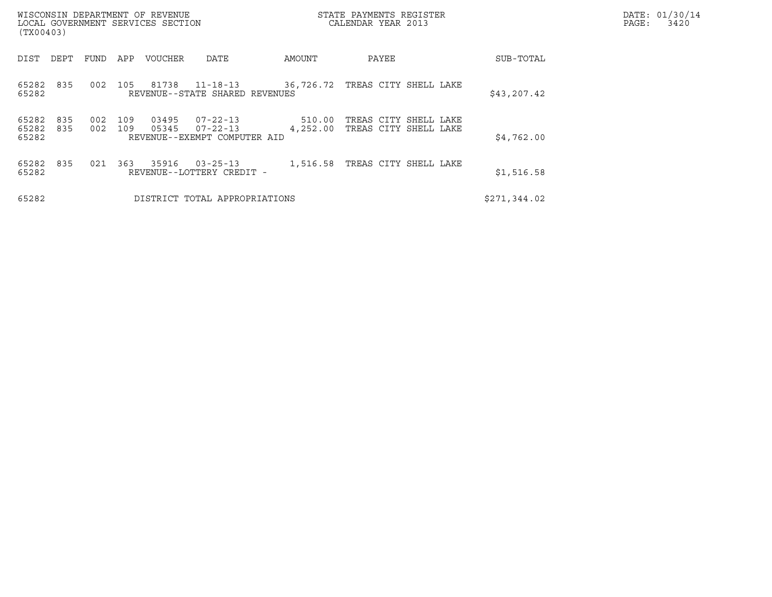WISCONSIN DEPARTMENT OF REVENUE
LOCAL GOVERNMENT SERVICES SECTION
(TX00403)

STATE PAYMENTS REGISTER
CALENDAR YEAR 2013

DATE: 01/30/14

| DIST | DEPT | FUND | APP | VOUCHER | DATE | AMOUNT | PAYEE | SUB-TOTAL |
|---|---|---|---|---|---|---|---|---|
| 65282 | 835 | 002 | 105 | 81738 | 11-18-13 | 36,726.72 | TREAS CITY SHELL LAKE | |
| 65282 | | | | REVENUE--STATE SHARED REVENUES | | | | $43,207.42 |
| 65282 | 835 | 002 | 109 | 03495 | 07-22-13 | 510.00 | TREAS CITY SHELL LAKE | |
| 65282 | 835 | 002 | 109 | 05345 | 07-22-13 | 4,252.00 | TREAS CITY SHELL LAKE | |
| 65282 | | | | REVENUE--EXEMPT COMPUTER AID | | | | $4,762.00 |
| 65282 | 835 | 021 | 363 | 35916 | 03-25-13 | 1,516.58 | TREAS CITY SHELL LAKE | |
| 65282 | | | | REVENUE--LOTTERY CREDIT - | | | | $1,516.58 |
| 65282 | | | | DISTRICT TOTAL APPROPRIATIONS | | | | $271,344.02 |